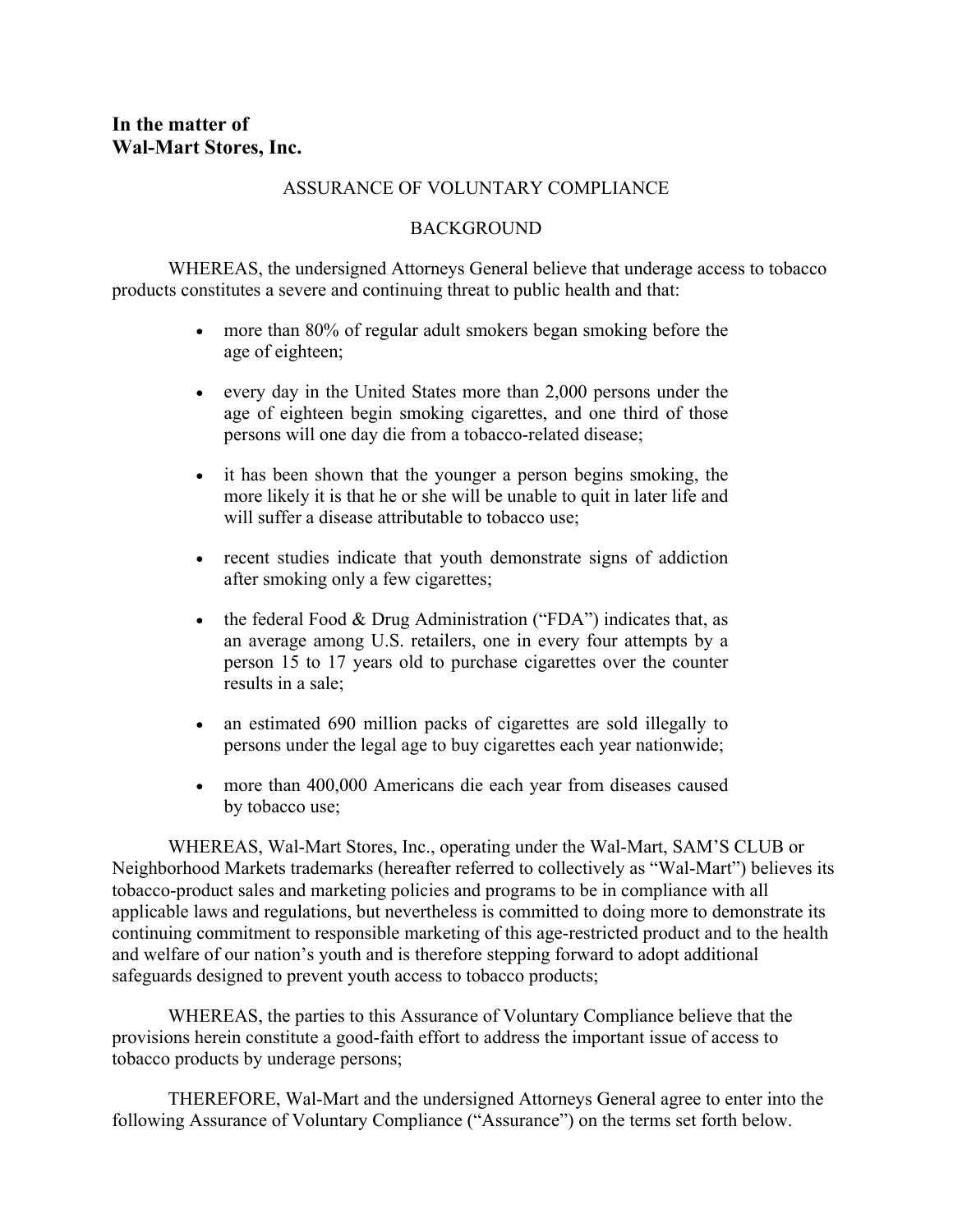**In the matter of**
**Wal-Mart Stores, Inc.**

ASSURANCE OF VOLUNTARY COMPLIANCE

BACKGROUND

WHEREAS, the undersigned Attorneys General believe that underage access to tobacco products constitutes a severe and continuing threat to public health and that:

- more than 80% of regular adult smokers began smoking before the age of eighteen;
- every day in the United States more than 2,000 persons under the age of eighteen begin smoking cigarettes, and one third of those persons will one day die from a tobacco-related disease;
- it has been shown that the younger a person begins smoking, the more likely it is that he or she will be unable to quit in later life and will suffer a disease attributable to tobacco use;
- recent studies indicate that youth demonstrate signs of addiction after smoking only a few cigarettes;
- the federal Food & Drug Administration ("FDA") indicates that, as an average among U.S. retailers, one in every four attempts by a person 15 to 17 years old to purchase cigarettes over the counter results in a sale;
- an estimated 690 million packs of cigarettes are sold illegally to persons under the legal age to buy cigarettes each year nationwide;
- more than 400,000 Americans die each year from diseases caused by tobacco use;

WHEREAS, Wal-Mart Stores, Inc., operating under the Wal-Mart, SAM'S CLUB or Neighborhood Markets trademarks (hereafter referred to collectively as "Wal-Mart") believes its tobacco-product sales and marketing policies and programs to be in compliance with all applicable laws and regulations, but nevertheless is committed to doing more to demonstrate its continuing commitment to responsible marketing of this age-restricted product and to the health and welfare of our nation's youth and is therefore stepping forward to adopt additional safeguards designed to prevent youth access to tobacco products;

WHEREAS, the parties to this Assurance of Voluntary Compliance believe that the provisions herein constitute a good-faith effort to address the important issue of access to tobacco products by underage persons;

THEREFORE, Wal-Mart and the undersigned Attorneys General agree to enter into the following Assurance of Voluntary Compliance ("Assurance") on the terms set forth below.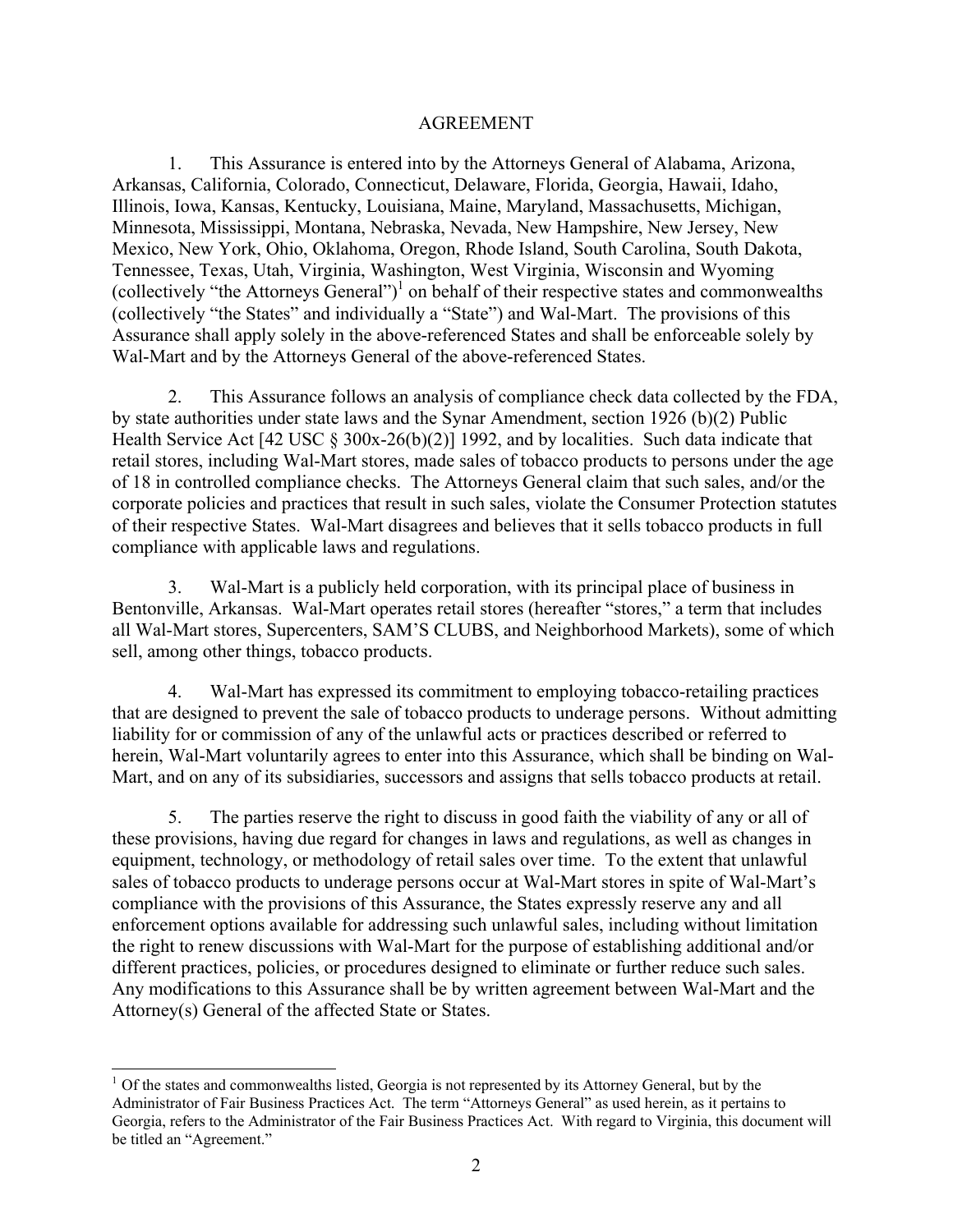# AGREEMENT

1. This Assurance is entered into by the Attorneys General of Alabama, Arizona, Arkansas, California, Colorado, Connecticut, Delaware, Florida, Georgia, Hawaii, Idaho, Illinois, Iowa, Kansas, Kentucky, Louisiana, Maine, Maryland, Massachusetts, Michigan, Minnesota, Mississippi, Montana, Nebraska, Nevada, New Hampshire, New Jersey, New Mexico, New York, Ohio, Oklahoma, Oregon, Rhode Island, South Carolina, South Dakota, Tennessee, Texas, Utah, Virginia, Washington, West Virginia, Wisconsin and Wyoming (collectively "the Attorneys General")[1] on behalf of their respective states and commonwealths (collectively "the States" and individually a "State") and Wal-Mart. The provisions of this Assurance shall apply solely in the above-referenced States and shall be enforceable solely by Wal-Mart and by the Attorneys General of the above-referenced States.

2. This Assurance follows an analysis of compliance check data collected by the FDA, by state authorities under state laws and the Synar Amendment, section 1926 (b)(2) Public Health Service Act [42 USC § 300x-26(b)(2)] 1992, and by localities. Such data indicate that retail stores, including Wal-Mart stores, made sales of tobacco products to persons under the age of 18 in controlled compliance checks. The Attorneys General claim that such sales, and/or the corporate policies and practices that result in such sales, violate the Consumer Protection statutes of their respective States. Wal-Mart disagrees and believes that it sells tobacco products in full compliance with applicable laws and regulations.

3. Wal-Mart is a publicly held corporation, with its principal place of business in Bentonville, Arkansas. Wal-Mart operates retail stores (hereafter "stores," a term that includes all Wal-Mart stores, Supercenters, SAM'S CLUBS, and Neighborhood Markets), some of which sell, among other things, tobacco products.

4. Wal-Mart has expressed its commitment to employing tobacco-retailing practices that are designed to prevent the sale of tobacco products to underage persons. Without admitting liability for or commission of any of the unlawful acts or practices described or referred to herein, Wal-Mart voluntarily agrees to enter into this Assurance, which shall be binding on Wal-Mart, and on any of its subsidiaries, successors and assigns that sells tobacco products at retail.

5. The parties reserve the right to discuss in good faith the viability of any or all of these provisions, having due regard for changes in laws and regulations, as well as changes in equipment, technology, or methodology of retail sales over time. To the extent that unlawful sales of tobacco products to underage persons occur at Wal-Mart stores in spite of Wal-Mart's compliance with the provisions of this Assurance, the States expressly reserve any and all enforcement options available for addressing such unlawful sales, including without limitation the right to renew discussions with Wal-Mart for the purpose of establishing additional and/or different practices, policies, or procedures designed to eliminate or further reduce such sales. Any modifications to this Assurance shall be by written agreement between Wal-Mart and the Attorney(s) General of the affected State or States.

---

[1] Of the states and commonwealths listed, Georgia is not represented by its Attorney General, but by the Administrator of Fair Business Practices Act. The term "Attorneys General" as used herein, as it pertains to Georgia, refers to the Administrator of the Fair Business Practices Act. With regard to Virginia, this document will be titled an "Agreement."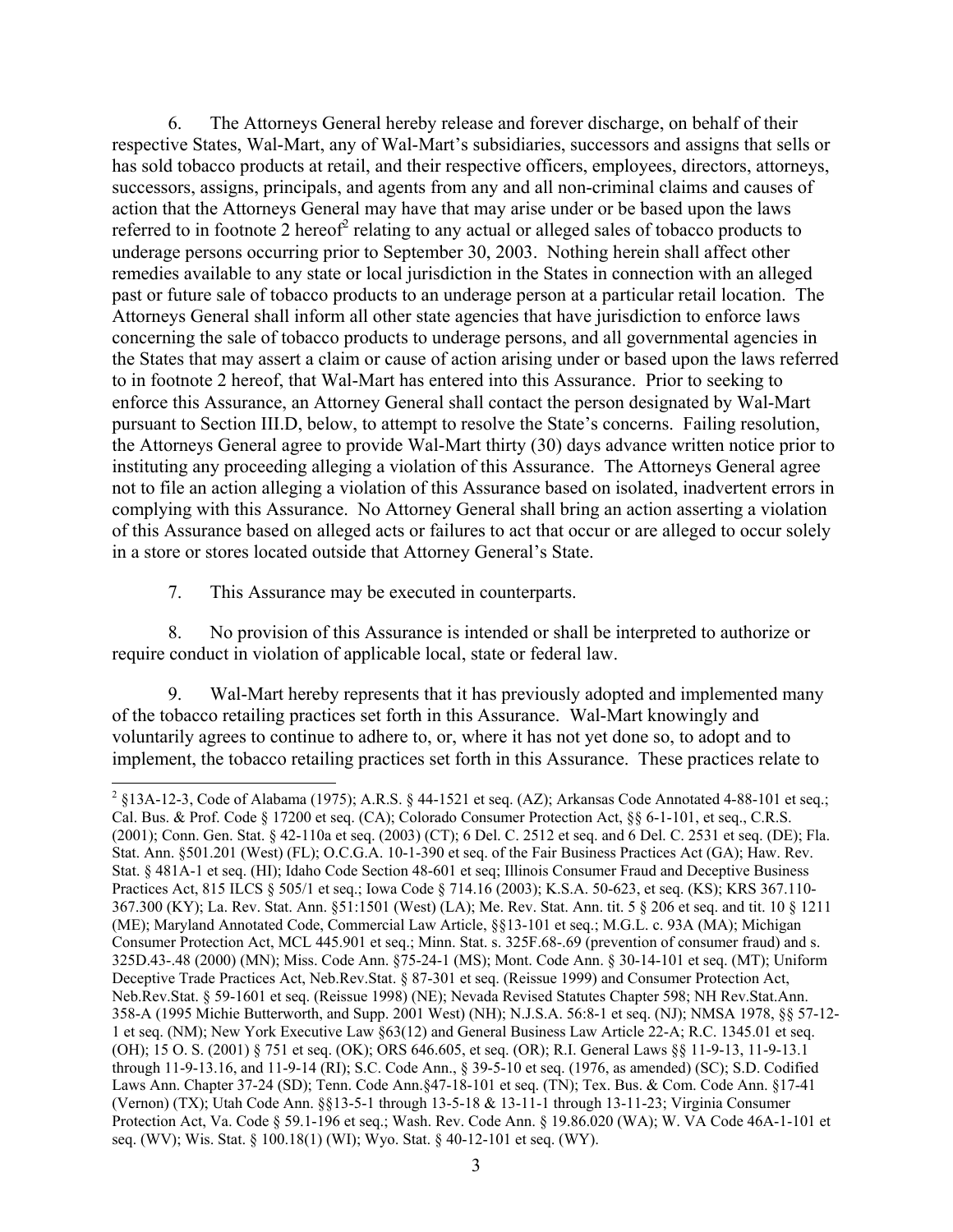6. The Attorneys General hereby release and forever discharge, on behalf of their respective States, Wal-Mart, any of Wal-Mart's subsidiaries, successors and assigns that sells or has sold tobacco products at retail, and their respective officers, employees, directors, attorneys, successors, assigns, principals, and agents from any and all non-criminal claims and causes of action that the Attorneys General may have that may arise under or be based upon the laws referred to in footnote 2 hereof[2] relating to any actual or alleged sales of tobacco products to underage persons occurring prior to September 30, 2003. Nothing herein shall affect other remedies available to any state or local jurisdiction in the States in connection with an alleged past or future sale of tobacco products to an underage person at a particular retail location. The Attorneys General shall inform all other state agencies that have jurisdiction to enforce laws concerning the sale of tobacco products to underage persons, and all governmental agencies in the States that may assert a claim or cause of action arising under or based upon the laws referred to in footnote 2 hereof, that Wal-Mart has entered into this Assurance. Prior to seeking to enforce this Assurance, an Attorney General shall contact the person designated by Wal-Mart pursuant to Section III.D, below, to attempt to resolve the State's concerns. Failing resolution, the Attorneys General agree to provide Wal-Mart thirty (30) days advance written notice prior to instituting any proceeding alleging a violation of this Assurance. The Attorneys General agree not to file an action alleging a violation of this Assurance based on isolated, inadvertent errors in complying with this Assurance. No Attorney General shall bring an action asserting a violation of this Assurance based on alleged acts or failures to act that occur or are alleged to occur solely in a store or stores located outside that Attorney General's State.

7. This Assurance may be executed in counterparts.

8. No provision of this Assurance is intended or shall be interpreted to authorize or require conduct in violation of applicable local, state or federal law.

9. Wal-Mart hereby represents that it has previously adopted and implemented many of the tobacco retailing practices set forth in this Assurance. Wal-Mart knowingly and voluntarily agrees to continue to adhere to, or, where it has not yet done so, to adopt and to implement, the tobacco retailing practices set forth in this Assurance. These practices relate to

---

[2] §13A-12-3, Code of Alabama (1975); A.R.S. § 44-1521 et seq. (AZ); Arkansas Code Annotated 4-88-101 et seq.; Cal. Bus. & Prof. Code § 17200 et seq. (CA); Colorado Consumer Protection Act, §§ 6-1-101, et seq., C.R.S. (2001); Conn. Gen. Stat. § 42-110a et seq. (2003) (CT); 6 Del. C. 2512 et seq. and 6 Del. C. 2531 et seq. (DE); Fla. Stat. Ann. §501.201 (West) (FL); O.C.G.A. 10-1-390 et seq. of the Fair Business Practices Act (GA); Haw. Rev. Stat. § 481A-1 et seq. (HI); Idaho Code Section 48-601 et seq; Illinois Consumer Fraud and Deceptive Business Practices Act, 815 ILCS § 505/1 et seq.; Iowa Code § 714.16 (2003); K.S.A. 50-623, et seq. (KS); KRS 367.110-367.300 (KY); La. Rev. Stat. Ann. §51:1501 (West) (LA); Me. Rev. Stat. Ann. tit. 5 § 206 et seq. and tit. 10 § 1211 (ME); Maryland Annotated Code, Commercial Law Article, §§13-101 et seq.; M.G.L. c. 93A (MA); Michigan Consumer Protection Act, MCL 445.901 et seq.; Minn. Stat. s. 325F.68-.69 (prevention of consumer fraud) and s. 325D.43-.48 (2000) (MN); Miss. Code Ann. §75-24-1 (MS); Mont. Code Ann. § 30-14-101 et seq. (MT); Uniform Deceptive Trade Practices Act, Neb.Rev.Stat. § 87-301 et seq. (Reissue 1999) and Consumer Protection Act, Neb.Rev.Stat. § 59-1601 et seq. (Reissue 1998) (NE); Nevada Revised Statutes Chapter 598; NH Rev.Stat.Ann. 358-A (1995 Michie Butterworth, and Supp. 2001 West) (NH); N.J.S.A. 56:8-1 et seq. (NJ); NMSA 1978, §§ 57-12-1 et seq. (NM); New York Executive Law §63(12) and General Business Law Article 22-A; R.C. 1345.01 et seq. (OH); 15 O. S. (2001) § 751 et seq. (OK); ORS 646.605, et seq. (OR); R.I. General Laws §§ 11-9-13, 11-9-13.1 through 11-9-13.16, and 11-9-14 (RI); S.C. Code Ann., § 39-5-10 et seq. (1976, as amended) (SC); S.D. Codified Laws Ann. Chapter 37-24 (SD); Tenn. Code Ann.§47-18-101 et seq. (TN); Tex. Bus. & Com. Code Ann. §17-41 (Vernon) (TX); Utah Code Ann. §§13-5-1 through 13-5-18 & 13-11-1 through 13-11-23; Virginia Consumer Protection Act, Va. Code § 59.1-196 et seq.; Wash. Rev. Code Ann. § 19.86.020 (WA); W. VA Code 46A-1-101 et seq. (WV); Wis. Stat. § 100.18(1) (WI); Wyo. Stat. § 40-12-101 et seq. (WY).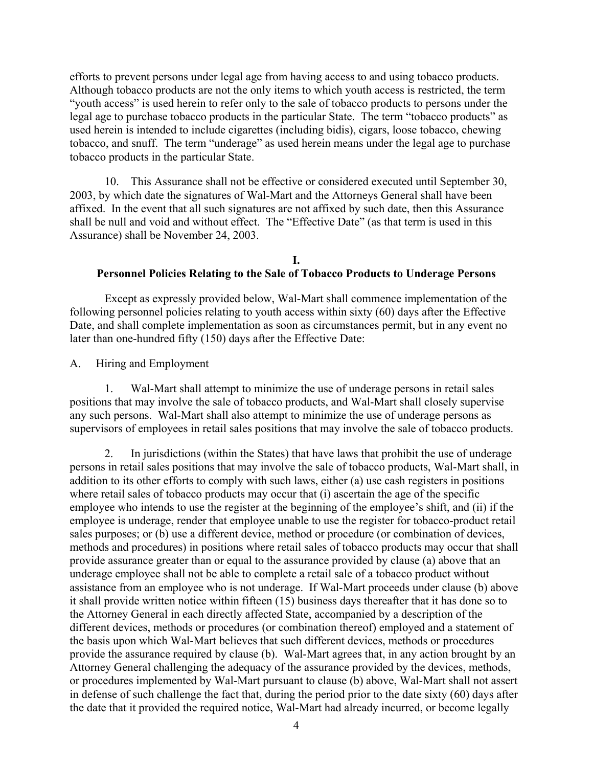efforts to prevent persons under legal age from having access to and using tobacco products. Although tobacco products are not the only items to which youth access is restricted, the term "youth access" is used herein to refer only to the sale of tobacco products to persons under the legal age to purchase tobacco products in the particular State. The term "tobacco products" as used herein is intended to include cigarettes (including bidis), cigars, loose tobacco, chewing tobacco, and snuff. The term "underage" as used herein means under the legal age to purchase tobacco products in the particular State.

10. This Assurance shall not be effective or considered executed until September 30, 2003, by which date the signatures of Wal-Mart and the Attorneys General shall have been affixed. In the event that all such signatures are not affixed by such date, then this Assurance shall be null and void and without effect. The "Effective Date" (as that term is used in this Assurance) shall be November 24, 2003.

## I.
## Personnel Policies Relating to the Sale of Tobacco Products to Underage Persons

Except as expressly provided below, Wal-Mart shall commence implementation of the following personnel policies relating to youth access within sixty (60) days after the Effective Date, and shall complete implementation as soon as circumstances permit, but in any event no later than one-hundred fifty (150) days after the Effective Date:

A. Hiring and Employment

1. Wal-Mart shall attempt to minimize the use of underage persons in retail sales positions that may involve the sale of tobacco products, and Wal-Mart shall closely supervise any such persons. Wal-Mart shall also attempt to minimize the use of underage persons as supervisors of employees in retail sales positions that may involve the sale of tobacco products.

2. In jurisdictions (within the States) that have laws that prohibit the use of underage persons in retail sales positions that may involve the sale of tobacco products, Wal-Mart shall, in addition to its other efforts to comply with such laws, either (a) use cash registers in positions where retail sales of tobacco products may occur that (i) ascertain the age of the specific employee who intends to use the register at the beginning of the employee's shift, and (ii) if the employee is underage, render that employee unable to use the register for tobacco-product retail sales purposes; or (b) use a different device, method or procedure (or combination of devices, methods and procedures) in positions where retail sales of tobacco products may occur that shall provide assurance greater than or equal to the assurance provided by clause (a) above that an underage employee shall not be able to complete a retail sale of a tobacco product without assistance from an employee who is not underage. If Wal-Mart proceeds under clause (b) above it shall provide written notice within fifteen (15) business days thereafter that it has done so to the Attorney General in each directly affected State, accompanied by a description of the different devices, methods or procedures (or combination thereof) employed and a statement of the basis upon which Wal-Mart believes that such different devices, methods or procedures provide the assurance required by clause (b). Wal-Mart agrees that, in any action brought by an Attorney General challenging the adequacy of the assurance provided by the devices, methods, or procedures implemented by Wal-Mart pursuant to clause (b) above, Wal-Mart shall not assert in defense of such challenge the fact that, during the period prior to the date sixty (60) days after the date that it provided the required notice, Wal-Mart had already incurred, or become legally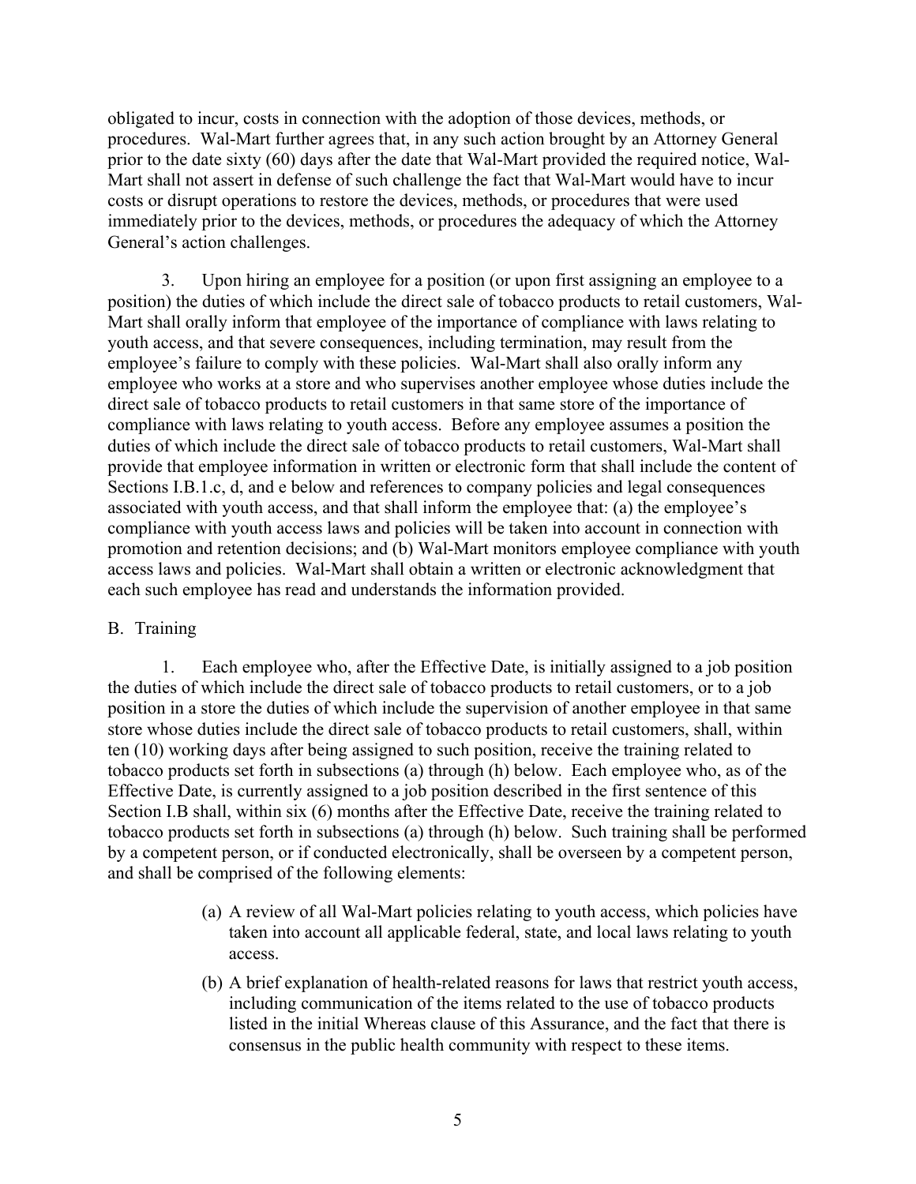obligated to incur, costs in connection with the adoption of those devices, methods, or procedures. Wal-Mart further agrees that, in any such action brought by an Attorney General prior to the date sixty (60) days after the date that Wal-Mart provided the required notice, Wal-Mart shall not assert in defense of such challenge the fact that Wal-Mart would have to incur costs or disrupt operations to restore the devices, methods, or procedures that were used immediately prior to the devices, methods, or procedures the adequacy of which the Attorney General's action challenges.

3. Upon hiring an employee for a position (or upon first assigning an employee to a position) the duties of which include the direct sale of tobacco products to retail customers, Wal-Mart shall orally inform that employee of the importance of compliance with laws relating to youth access, and that severe consequences, including termination, may result from the employee's failure to comply with these policies. Wal-Mart shall also orally inform any employee who works at a store and who supervises another employee whose duties include the direct sale of tobacco products to retail customers in that same store of the importance of compliance with laws relating to youth access. Before any employee assumes a position the duties of which include the direct sale of tobacco products to retail customers, Wal-Mart shall provide that employee information in written or electronic form that shall include the content of Sections I.B.1.c, d, and e below and references to company policies and legal consequences associated with youth access, and that shall inform the employee that: (a) the employee's compliance with youth access laws and policies will be taken into account in connection with promotion and retention decisions; and (b) Wal-Mart monitors employee compliance with youth access laws and policies. Wal-Mart shall obtain a written or electronic acknowledgment that each such employee has read and understands the information provided.

B. Training

1. Each employee who, after the Effective Date, is initially assigned to a job position the duties of which include the direct sale of tobacco products to retail customers, or to a job position in a store the duties of which include the supervision of another employee in that same store whose duties include the direct sale of tobacco products to retail customers, shall, within ten (10) working days after being assigned to such position, receive the training related to tobacco products set forth in subsections (a) through (h) below. Each employee who, as of the Effective Date, is currently assigned to a job position described in the first sentence of this Section I.B shall, within six (6) months after the Effective Date, receive the training related to tobacco products set forth in subsections (a) through (h) below. Such training shall be performed by a competent person, or if conducted electronically, shall be overseen by a competent person, and shall be comprised of the following elements:

(a) A review of all Wal-Mart policies relating to youth access, which policies have taken into account all applicable federal, state, and local laws relating to youth access.

(b) A brief explanation of health-related reasons for laws that restrict youth access, including communication of the items related to the use of tobacco products listed in the initial Whereas clause of this Assurance, and the fact that there is consensus in the public health community with respect to these items.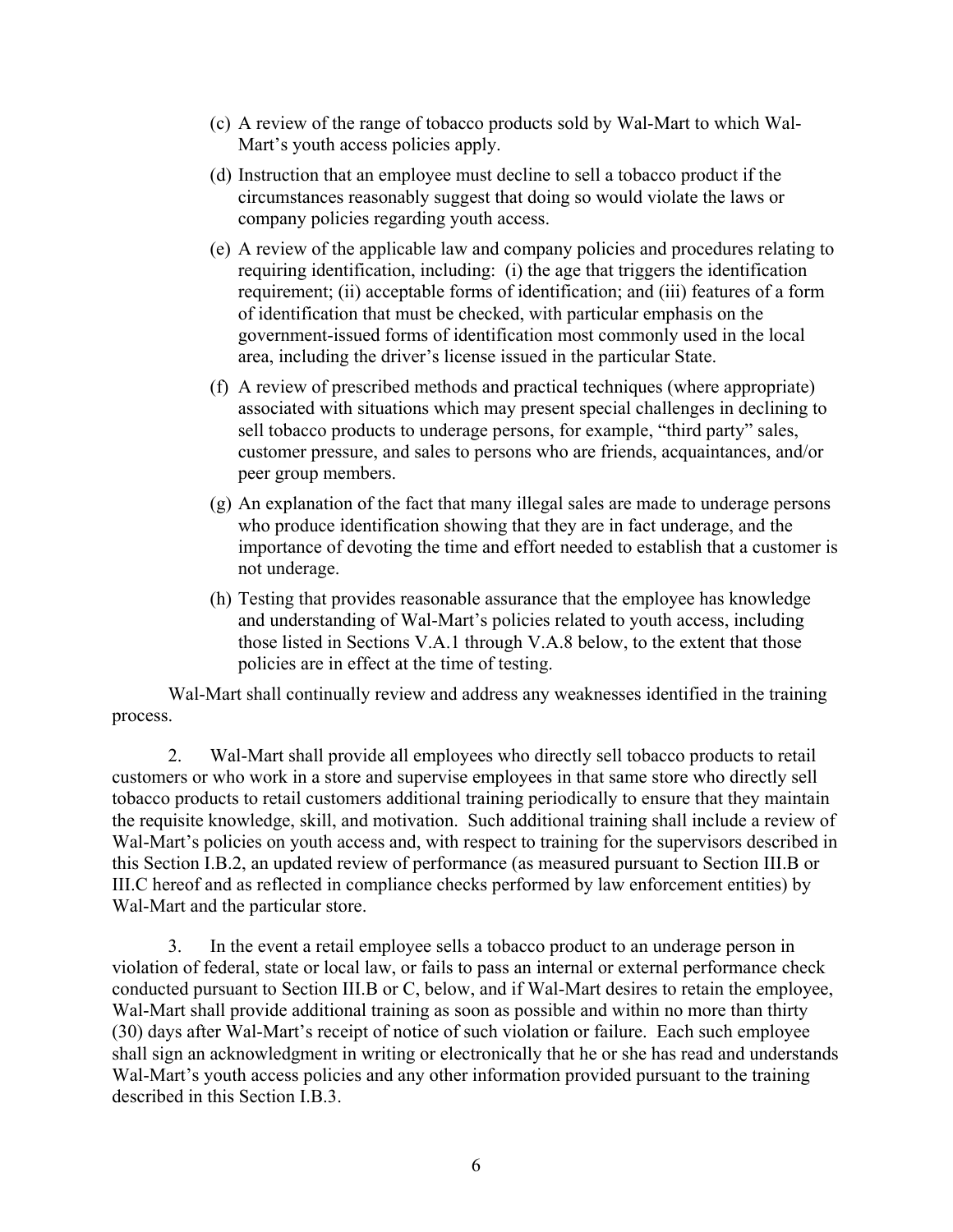(c) A review of the range of tobacco products sold by Wal-Mart to which Wal-Mart's youth access policies apply.

(d) Instruction that an employee must decline to sell a tobacco product if the circumstances reasonably suggest that doing so would violate the laws or company policies regarding youth access.

(e) A review of the applicable law and company policies and procedures relating to requiring identification, including: (i) the age that triggers the identification requirement; (ii) acceptable forms of identification; and (iii) features of a form of identification that must be checked, with particular emphasis on the government-issued forms of identification most commonly used in the local area, including the driver's license issued in the particular State.

(f) A review of prescribed methods and practical techniques (where appropriate) associated with situations which may present special challenges in declining to sell tobacco products to underage persons, for example, "third party" sales, customer pressure, and sales to persons who are friends, acquaintances, and/or peer group members.

(g) An explanation of the fact that many illegal sales are made to underage persons who produce identification showing that they are in fact underage, and the importance of devoting the time and effort needed to establish that a customer is not underage.

(h) Testing that provides reasonable assurance that the employee has knowledge and understanding of Wal-Mart's policies related to youth access, including those listed in Sections V.A.1 through V.A.8 below, to the extent that those policies are in effect at the time of testing.

Wal-Mart shall continually review and address any weaknesses identified in the training process.

2. Wal-Mart shall provide all employees who directly sell tobacco products to retail customers or who work in a store and supervise employees in that same store who directly sell tobacco products to retail customers additional training periodically to ensure that they maintain the requisite knowledge, skill, and motivation. Such additional training shall include a review of Wal-Mart's policies on youth access and, with respect to training for the supervisors described in this Section I.B.2, an updated review of performance (as measured pursuant to Section III.B or III.C hereof and as reflected in compliance checks performed by law enforcement entities) by Wal-Mart and the particular store.

3. In the event a retail employee sells a tobacco product to an underage person in violation of federal, state or local law, or fails to pass an internal or external performance check conducted pursuant to Section III.B or C, below, and if Wal-Mart desires to retain the employee, Wal-Mart shall provide additional training as soon as possible and within no more than thirty (30) days after Wal-Mart's receipt of notice of such violation or failure. Each such employee shall sign an acknowledgment in writing or electronically that he or she has read and understands Wal-Mart's youth access policies and any other information provided pursuant to the training described in this Section I.B.3.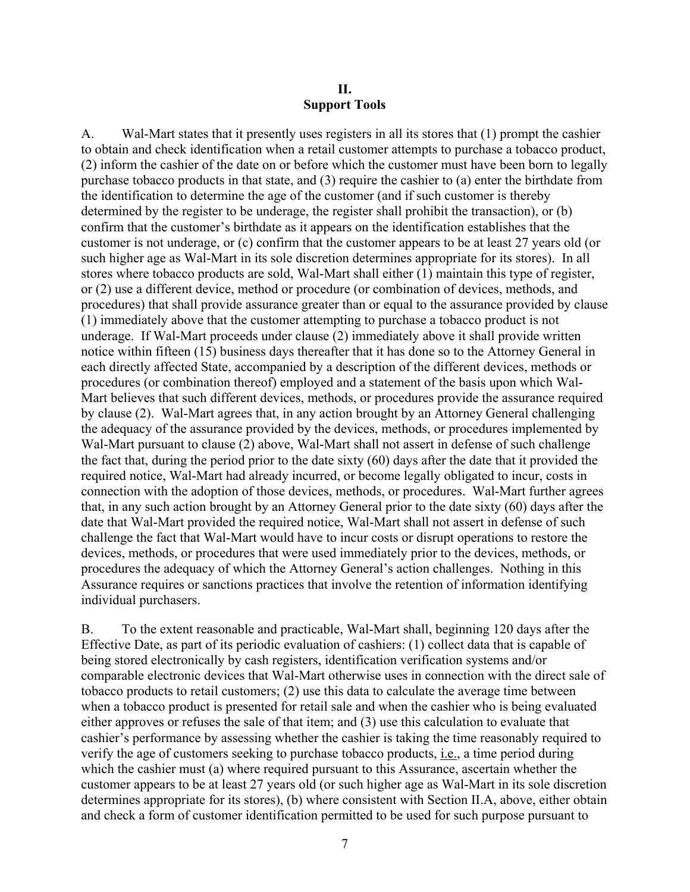## II.
## Support Tools

A. Wal-Mart states that it presently uses registers in all its stores that (1) prompt the cashier to obtain and check identification when a retail customer attempts to purchase a tobacco product, (2) inform the cashier of the date on or before which the customer must have been born to legally purchase tobacco products in that state, and (3) require the cashier to (a) enter the birthdate from the identification to determine the age of the customer (and if such customer is thereby determined by the register to be underage, the register shall prohibit the transaction), or (b) confirm that the customer's birthdate as it appears on the identification establishes that the customer is not underage, or (c) confirm that the customer appears to be at least 27 years old (or such higher age as Wal-Mart in its sole discretion determines appropriate for its stores). In all stores where tobacco products are sold, Wal-Mart shall either (1) maintain this type of register, or (2) use a different device, method or procedure (or combination of devices, methods, and procedures) that shall provide assurance greater than or equal to the assurance provided by clause (1) immediately above that the customer attempting to purchase a tobacco product is not underage. If Wal-Mart proceeds under clause (2) immediately above it shall provide written notice within fifteen (15) business days thereafter that it has done so to the Attorney General in each directly affected State, accompanied by a description of the different devices, methods or procedures (or combination thereof) employed and a statement of the basis upon which Wal-Mart believes that such different devices, methods, or procedures provide the assurance required by clause (2). Wal-Mart agrees that, in any action brought by an Attorney General challenging the adequacy of the assurance provided by the devices, methods, or procedures implemented by Wal-Mart pursuant to clause (2) above, Wal-Mart shall not assert in defense of such challenge the fact that, during the period prior to the date sixty (60) days after the date that it provided the required notice, Wal-Mart had already incurred, or become legally obligated to incur, costs in connection with the adoption of those devices, methods, or procedures. Wal-Mart further agrees that, in any such action brought by an Attorney General prior to the date sixty (60) days after the date that Wal-Mart provided the required notice, Wal-Mart shall not assert in defense of such challenge the fact that Wal-Mart would have to incur costs or disrupt operations to restore the devices, methods, or procedures that were used immediately prior to the devices, methods, or procedures the adequacy of which the Attorney General's action challenges. Nothing in this Assurance requires or sanctions practices that involve the retention of information identifying individual purchasers.

B. To the extent reasonable and practicable, Wal-Mart shall, beginning 120 days after the Effective Date, as part of its periodic evaluation of cashiers: (1) collect data that is capable of being stored electronically by cash registers, identification verification systems and/or comparable electronic devices that Wal-Mart otherwise uses in connection with the direct sale of tobacco products to retail customers; (2) use this data to calculate the average time between when a tobacco product is presented for retail sale and when the cashier who is being evaluated either approves or refuses the sale of that item; and (3) use this calculation to evaluate that cashier's performance by assessing whether the cashier is taking the time reasonably required to verify the age of customers seeking to purchase tobacco products, i.e., a time period during which the cashier must (a) where required pursuant to this Assurance, ascertain whether the customer appears to be at least 27 years old (or such higher age as Wal-Mart in its sole discretion determines appropriate for its stores), (b) where consistent with Section II.A, above, either obtain and check a form of customer identification permitted to be used for such purpose pursuant to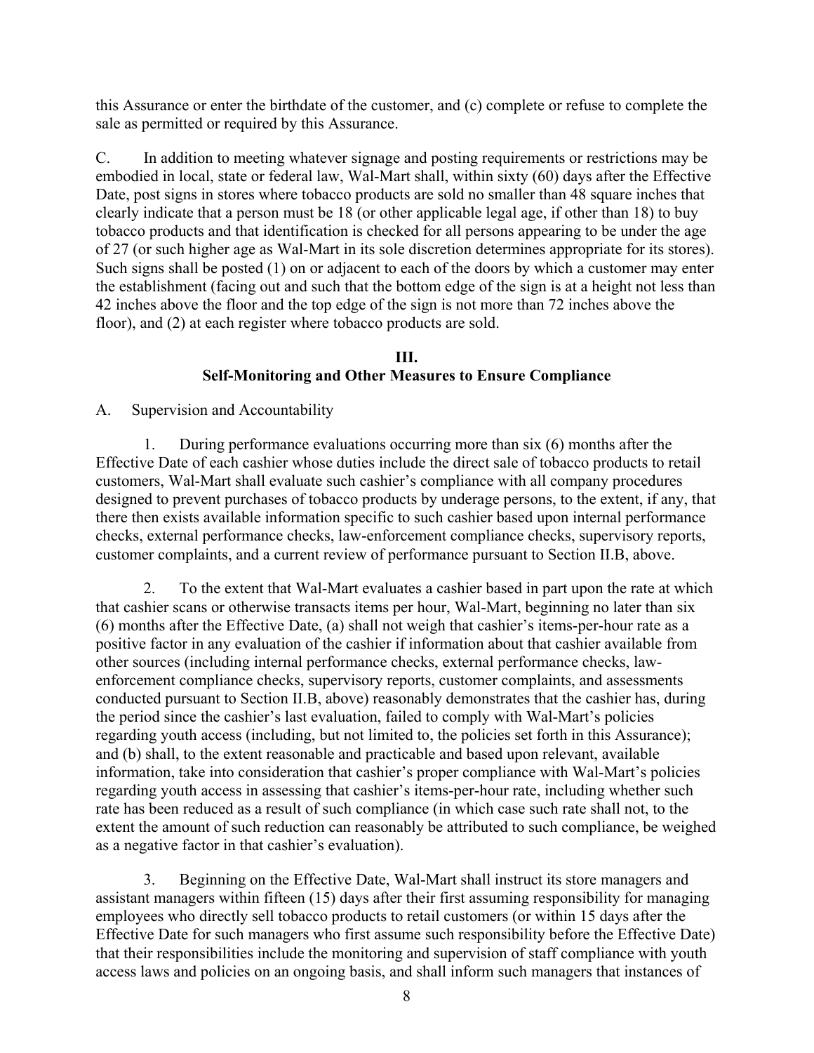this Assurance or enter the birthdate of the customer, and (c) complete or refuse to complete the sale as permitted or required by this Assurance.

C. In addition to meeting whatever signage and posting requirements or restrictions may be embodied in local, state or federal law, Wal-Mart shall, within sixty (60) days after the Effective Date, post signs in stores where tobacco products are sold no smaller than 48 square inches that clearly indicate that a person must be 18 (or other applicable legal age, if other than 18) to buy tobacco products and that identification is checked for all persons appearing to be under the age of 27 (or such higher age as Wal-Mart in its sole discretion determines appropriate for its stores). Such signs shall be posted (1) on or adjacent to each of the doors by which a customer may enter the establishment (facing out and such that the bottom edge of the sign is at a height not less than 42 inches above the floor and the top edge of the sign is not more than 72 inches above the floor), and (2) at each register where tobacco products are sold.

## III.
## Self-Monitoring and Other Measures to Ensure Compliance

A. Supervision and Accountability

1. During performance evaluations occurring more than six (6) months after the Effective Date of each cashier whose duties include the direct sale of tobacco products to retail customers, Wal-Mart shall evaluate such cashier's compliance with all company procedures designed to prevent purchases of tobacco products by underage persons, to the extent, if any, that there then exists available information specific to such cashier based upon internal performance checks, external performance checks, law-enforcement compliance checks, supervisory reports, customer complaints, and a current review of performance pursuant to Section II.B, above.

2. To the extent that Wal-Mart evaluates a cashier based in part upon the rate at which that cashier scans or otherwise transacts items per hour, Wal-Mart, beginning no later than six (6) months after the Effective Date, (a) shall not weigh that cashier's items-per-hour rate as a positive factor in any evaluation of the cashier if information about that cashier available from other sources (including internal performance checks, external performance checks, law-enforcement compliance checks, supervisory reports, customer complaints, and assessments conducted pursuant to Section II.B, above) reasonably demonstrates that the cashier has, during the period since the cashier's last evaluation, failed to comply with Wal-Mart's policies regarding youth access (including, but not limited to, the policies set forth in this Assurance); and (b) shall, to the extent reasonable and practicable and based upon relevant, available information, take into consideration that cashier's proper compliance with Wal-Mart's policies regarding youth access in assessing that cashier's items-per-hour rate, including whether such rate has been reduced as a result of such compliance (in which case such rate shall not, to the extent the amount of such reduction can reasonably be attributed to such compliance, be weighed as a negative factor in that cashier's evaluation).

3. Beginning on the Effective Date, Wal-Mart shall instruct its store managers and assistant managers within fifteen (15) days after their first assuming responsibility for managing employees who directly sell tobacco products to retail customers (or within 15 days after the Effective Date for such managers who first assume such responsibility before the Effective Date) that their responsibilities include the monitoring and supervision of staff compliance with youth access laws and policies on an ongoing basis, and shall inform such managers that instances of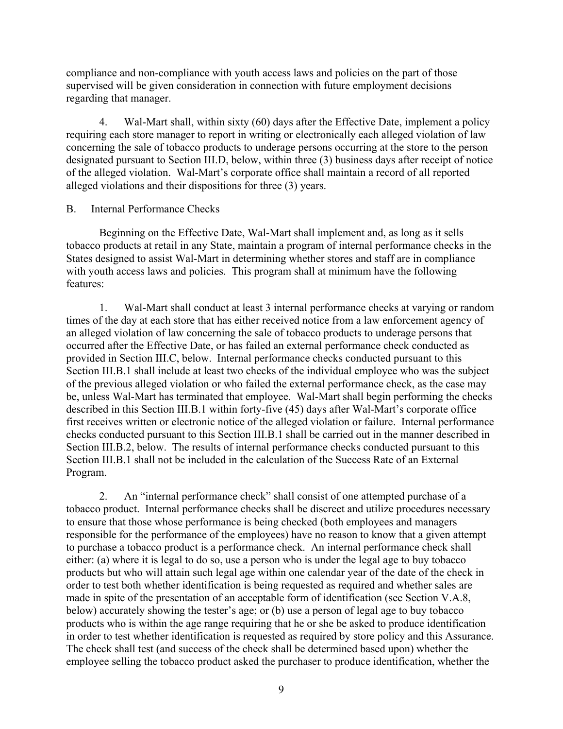compliance and non-compliance with youth access laws and policies on the part of those supervised will be given consideration in connection with future employment decisions regarding that manager.

4. Wal-Mart shall, within sixty (60) days after the Effective Date, implement a policy requiring each store manager to report in writing or electronically each alleged violation of law concerning the sale of tobacco products to underage persons occurring at the store to the person designated pursuant to Section III.D, below, within three (3) business days after receipt of notice of the alleged violation. Wal-Mart's corporate office shall maintain a record of all reported alleged violations and their dispositions for three (3) years.

B. Internal Performance Checks

Beginning on the Effective Date, Wal-Mart shall implement and, as long as it sells tobacco products at retail in any State, maintain a program of internal performance checks in the States designed to assist Wal-Mart in determining whether stores and staff are in compliance with youth access laws and policies. This program shall at minimum have the following features:

1. Wal-Mart shall conduct at least 3 internal performance checks at varying or random times of the day at each store that has either received notice from a law enforcement agency of an alleged violation of law concerning the sale of tobacco products to underage persons that occurred after the Effective Date, or has failed an external performance check conducted as provided in Section III.C, below. Internal performance checks conducted pursuant to this Section III.B.1 shall include at least two checks of the individual employee who was the subject of the previous alleged violation or who failed the external performance check, as the case may be, unless Wal-Mart has terminated that employee. Wal-Mart shall begin performing the checks described in this Section III.B.1 within forty-five (45) days after Wal-Mart's corporate office first receives written or electronic notice of the alleged violation or failure. Internal performance checks conducted pursuant to this Section III.B.1 shall be carried out in the manner described in Section III.B.2, below. The results of internal performance checks conducted pursuant to this Section III.B.1 shall not be included in the calculation of the Success Rate of an External Program.

2. An "internal performance check" shall consist of one attempted purchase of a tobacco product. Internal performance checks shall be discreet and utilize procedures necessary to ensure that those whose performance is being checked (both employees and managers responsible for the performance of the employees) have no reason to know that a given attempt to purchase a tobacco product is a performance check. An internal performance check shall either: (a) where it is legal to do so, use a person who is under the legal age to buy tobacco products but who will attain such legal age within one calendar year of the date of the check in order to test both whether identification is being requested as required and whether sales are made in spite of the presentation of an acceptable form of identification (see Section V.A.8, below) accurately showing the tester's age; or (b) use a person of legal age to buy tobacco products who is within the age range requiring that he or she be asked to produce identification in order to test whether identification is requested as required by store policy and this Assurance. The check shall test (and success of the check shall be determined based upon) whether the employee selling the tobacco product asked the purchaser to produce identification, whether the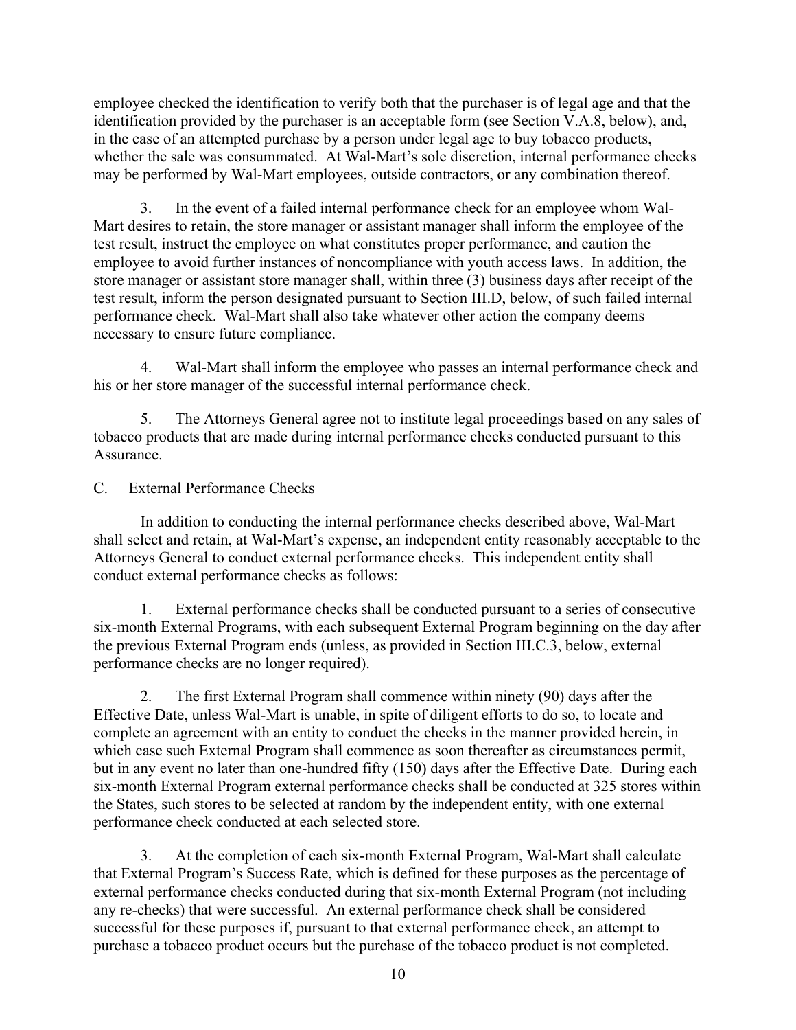employee checked the identification to verify both that the purchaser is of legal age and that the identification provided by the purchaser is an acceptable form (see Section V.A.8, below), <u>and</u>, in the case of an attempted purchase by a person under legal age to buy tobacco products, whether the sale was consummated. At Wal-Mart's sole discretion, internal performance checks may be performed by Wal-Mart employees, outside contractors, or any combination thereof.

3. In the event of a failed internal performance check for an employee whom Wal-Mart desires to retain, the store manager or assistant manager shall inform the employee of the test result, instruct the employee on what constitutes proper performance, and caution the employee to avoid further instances of noncompliance with youth access laws. In addition, the store manager or assistant store manager shall, within three (3) business days after receipt of the test result, inform the person designated pursuant to Section III.D, below, of such failed internal performance check. Wal-Mart shall also take whatever other action the company deems necessary to ensure future compliance.

4. Wal-Mart shall inform the employee who passes an internal performance check and his or her store manager of the successful internal performance check.

5. The Attorneys General agree not to institute legal proceedings based on any sales of tobacco products that are made during internal performance checks conducted pursuant to this Assurance.

C. External Performance Checks

In addition to conducting the internal performance checks described above, Wal-Mart shall select and retain, at Wal-Mart's expense, an independent entity reasonably acceptable to the Attorneys General to conduct external performance checks. This independent entity shall conduct external performance checks as follows:

1. External performance checks shall be conducted pursuant to a series of consecutive six-month External Programs, with each subsequent External Program beginning on the day after the previous External Program ends (unless, as provided in Section III.C.3, below, external performance checks are no longer required).

2. The first External Program shall commence within ninety (90) days after the Effective Date, unless Wal-Mart is unable, in spite of diligent efforts to do so, to locate and complete an agreement with an entity to conduct the checks in the manner provided herein, in which case such External Program shall commence as soon thereafter as circumstances permit, but in any event no later than one-hundred fifty (150) days after the Effective Date. During each six-month External Program external performance checks shall be conducted at 325 stores within the States, such stores to be selected at random by the independent entity, with one external performance check conducted at each selected store.

3. At the completion of each six-month External Program, Wal-Mart shall calculate that External Program's Success Rate, which is defined for these purposes as the percentage of external performance checks conducted during that six-month External Program (not including any re-checks) that were successful. An external performance check shall be considered successful for these purposes if, pursuant to that external performance check, an attempt to purchase a tobacco product occurs but the purchase of the tobacco product is not completed.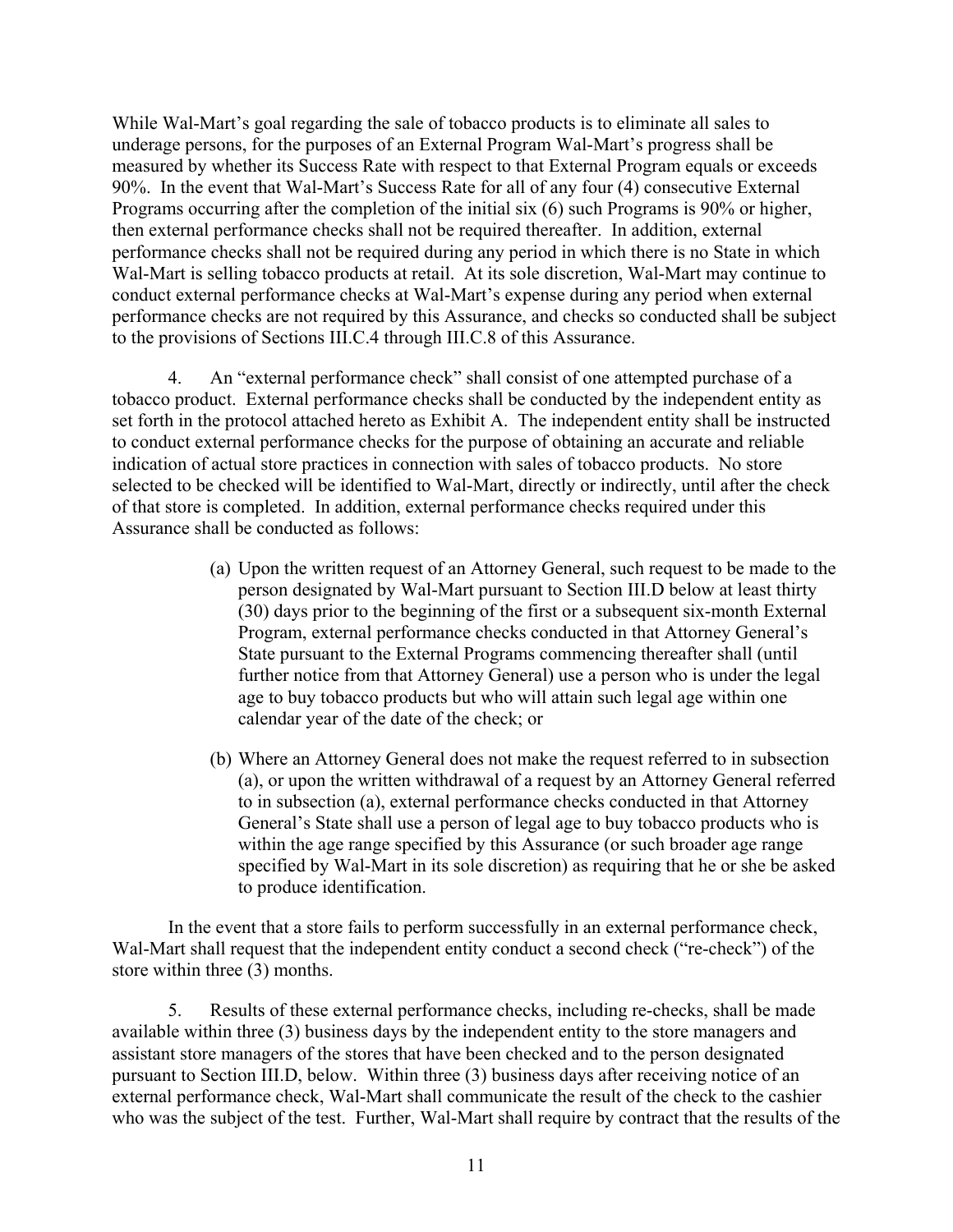While Wal-Mart's goal regarding the sale of tobacco products is to eliminate all sales to underage persons, for the purposes of an External Program Wal-Mart's progress shall be measured by whether its Success Rate with respect to that External Program equals or exceeds 90%. In the event that Wal-Mart's Success Rate for all of any four (4) consecutive External Programs occurring after the completion of the initial six (6) such Programs is 90% or higher, then external performance checks shall not be required thereafter. In addition, external performance checks shall not be required during any period in which there is no State in which Wal-Mart is selling tobacco products at retail. At its sole discretion, Wal-Mart may continue to conduct external performance checks at Wal-Mart's expense during any period when external performance checks are not required by this Assurance, and checks so conducted shall be subject to the provisions of Sections III.C.4 through III.C.8 of this Assurance.

4. An "external performance check" shall consist of one attempted purchase of a tobacco product. External performance checks shall be conducted by the independent entity as set forth in the protocol attached hereto as Exhibit A. The independent entity shall be instructed to conduct external performance checks for the purpose of obtaining an accurate and reliable indication of actual store practices in connection with sales of tobacco products. No store selected to be checked will be identified to Wal-Mart, directly or indirectly, until after the check of that store is completed. In addition, external performance checks required under this Assurance shall be conducted as follows:

(a) Upon the written request of an Attorney General, such request to be made to the person designated by Wal-Mart pursuant to Section III.D below at least thirty (30) days prior to the beginning of the first or a subsequent six-month External Program, external performance checks conducted in that Attorney General's State pursuant to the External Programs commencing thereafter shall (until further notice from that Attorney General) use a person who is under the legal age to buy tobacco products but who will attain such legal age within one calendar year of the date of the check; or

(b) Where an Attorney General does not make the request referred to in subsection (a), or upon the written withdrawal of a request by an Attorney General referred to in subsection (a), external performance checks conducted in that Attorney General's State shall use a person of legal age to buy tobacco products who is within the age range specified by this Assurance (or such broader age range specified by Wal-Mart in its sole discretion) as requiring that he or she be asked to produce identification.

In the event that a store fails to perform successfully in an external performance check, Wal-Mart shall request that the independent entity conduct a second check ("re-check") of the store within three (3) months.

5. Results of these external performance checks, including re-checks, shall be made available within three (3) business days by the independent entity to the store managers and assistant store managers of the stores that have been checked and to the person designated pursuant to Section III.D, below. Within three (3) business days after receiving notice of an external performance check, Wal-Mart shall communicate the result of the check to the cashier who was the subject of the test. Further, Wal-Mart shall require by contract that the results of the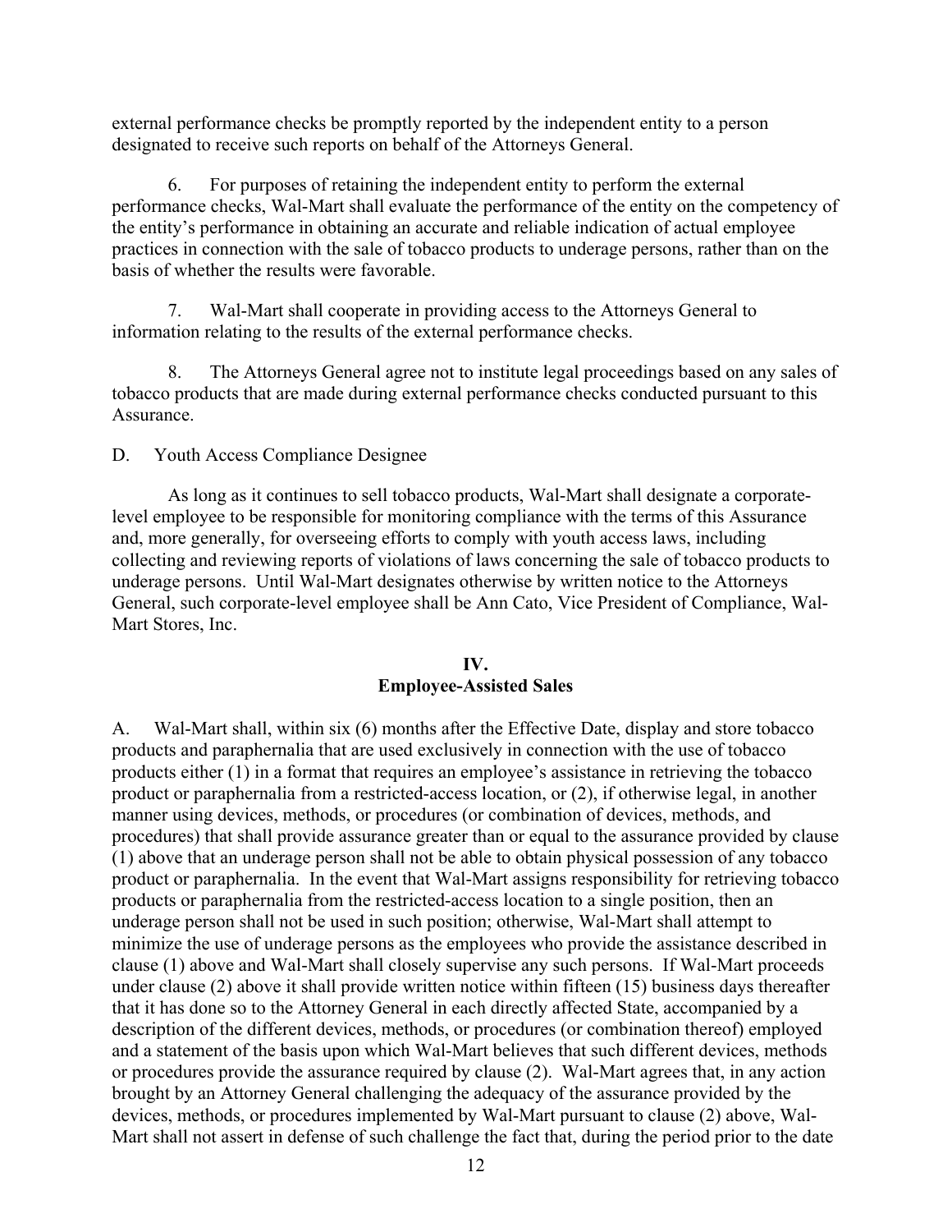external performance checks be promptly reported by the independent entity to a person designated to receive such reports on behalf of the Attorneys General.

6. For purposes of retaining the independent entity to perform the external performance checks, Wal-Mart shall evaluate the performance of the entity on the competency of the entity's performance in obtaining an accurate and reliable indication of actual employee practices in connection with the sale of tobacco products to underage persons, rather than on the basis of whether the results were favorable.

7. Wal-Mart shall cooperate in providing access to the Attorneys General to information relating to the results of the external performance checks.

8. The Attorneys General agree not to institute legal proceedings based on any sales of tobacco products that are made during external performance checks conducted pursuant to this Assurance.

D. Youth Access Compliance Designee

As long as it continues to sell tobacco products, Wal-Mart shall designate a corporate-level employee to be responsible for monitoring compliance with the terms of this Assurance and, more generally, for overseeing efforts to comply with youth access laws, including collecting and reviewing reports of violations of laws concerning the sale of tobacco products to underage persons. Until Wal-Mart designates otherwise by written notice to the Attorneys General, such corporate-level employee shall be Ann Cato, Vice President of Compliance, Wal-Mart Stores, Inc.

## IV.
## Employee-Assisted Sales

A. Wal-Mart shall, within six (6) months after the Effective Date, display and store tobacco products and paraphernalia that are used exclusively in connection with the use of tobacco products either (1) in a format that requires an employee's assistance in retrieving the tobacco product or paraphernalia from a restricted-access location, or (2), if otherwise legal, in another manner using devices, methods, or procedures (or combination of devices, methods, and procedures) that shall provide assurance greater than or equal to the assurance provided by clause (1) above that an underage person shall not be able to obtain physical possession of any tobacco product or paraphernalia. In the event that Wal-Mart assigns responsibility for retrieving tobacco products or paraphernalia from the restricted-access location to a single position, then an underage person shall not be used in such position; otherwise, Wal-Mart shall attempt to minimize the use of underage persons as the employees who provide the assistance described in clause (1) above and Wal-Mart shall closely supervise any such persons. If Wal-Mart proceeds under clause (2) above it shall provide written notice within fifteen (15) business days thereafter that it has done so to the Attorney General in each directly affected State, accompanied by a description of the different devices, methods, or procedures (or combination thereof) employed and a statement of the basis upon which Wal-Mart believes that such different devices, methods or procedures provide the assurance required by clause (2). Wal-Mart agrees that, in any action brought by an Attorney General challenging the adequacy of the assurance provided by the devices, methods, or procedures implemented by Wal-Mart pursuant to clause (2) above, Wal-Mart shall not assert in defense of such challenge the fact that, during the period prior to the date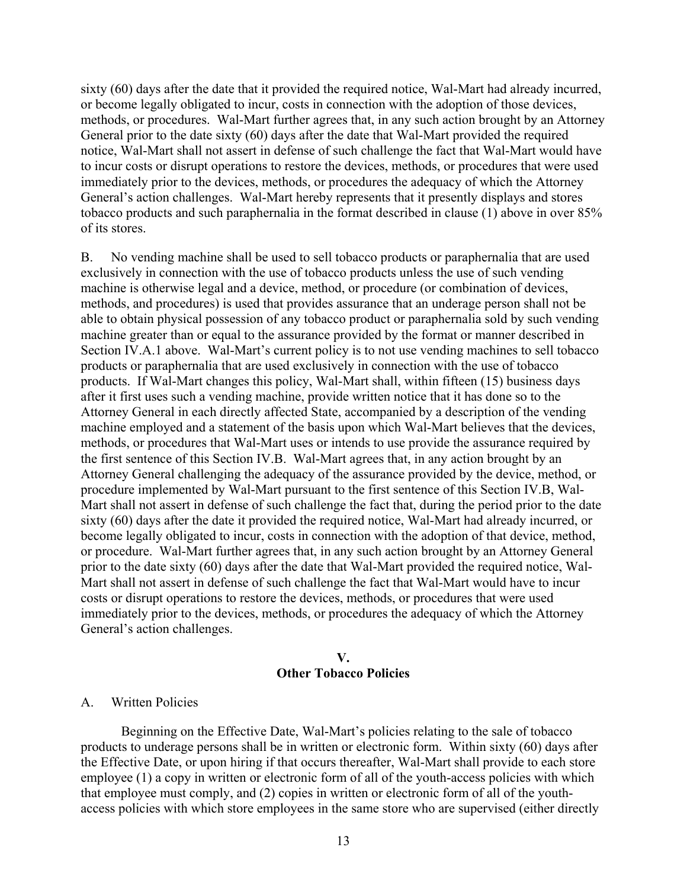sixty (60) days after the date that it provided the required notice, Wal-Mart had already incurred, or become legally obligated to incur, costs in connection with the adoption of those devices, methods, or procedures. Wal-Mart further agrees that, in any such action brought by an Attorney General prior to the date sixty (60) days after the date that Wal-Mart provided the required notice, Wal-Mart shall not assert in defense of such challenge the fact that Wal-Mart would have to incur costs or disrupt operations to restore the devices, methods, or procedures that were used immediately prior to the devices, methods, or procedures the adequacy of which the Attorney General's action challenges. Wal-Mart hereby represents that it presently displays and stores tobacco products and such paraphernalia in the format described in clause (1) above in over 85% of its stores.

B. No vending machine shall be used to sell tobacco products or paraphernalia that are used exclusively in connection with the use of tobacco products unless the use of such vending machine is otherwise legal and a device, method, or procedure (or combination of devices, methods, and procedures) is used that provides assurance that an underage person shall not be able to obtain physical possession of any tobacco product or paraphernalia sold by such vending machine greater than or equal to the assurance provided by the format or manner described in Section IV.A.1 above. Wal-Mart's current policy is to not use vending machines to sell tobacco products or paraphernalia that are used exclusively in connection with the use of tobacco products. If Wal-Mart changes this policy, Wal-Mart shall, within fifteen (15) business days after it first uses such a vending machine, provide written notice that it has done so to the Attorney General in each directly affected State, accompanied by a description of the vending machine employed and a statement of the basis upon which Wal-Mart believes that the devices, methods, or procedures that Wal-Mart uses or intends to use provide the assurance required by the first sentence of this Section IV.B. Wal-Mart agrees that, in any action brought by an Attorney General challenging the adequacy of the assurance provided by the device, method, or procedure implemented by Wal-Mart pursuant to the first sentence of this Section IV.B, Wal-Mart shall not assert in defense of such challenge the fact that, during the period prior to the date sixty (60) days after the date it provided the required notice, Wal-Mart had already incurred, or become legally obligated to incur, costs in connection with the adoption of that device, method, or procedure. Wal-Mart further agrees that, in any such action brought by an Attorney General prior to the date sixty (60) days after the date that Wal-Mart provided the required notice, Wal-Mart shall not assert in defense of such challenge the fact that Wal-Mart would have to incur costs or disrupt operations to restore the devices, methods, or procedures that were used immediately prior to the devices, methods, or procedures the adequacy of which the Attorney General's action challenges.

## V.
## Other Tobacco Policies

A. Written Policies

Beginning on the Effective Date, Wal-Mart's policies relating to the sale of tobacco products to underage persons shall be in written or electronic form. Within sixty (60) days after the Effective Date, or upon hiring if that occurs thereafter, Wal-Mart shall provide to each store employee (1) a copy in written or electronic form of all of the youth-access policies with which that employee must comply, and (2) copies in written or electronic form of all of the youth-access policies with which store employees in the same store who are supervised (either directly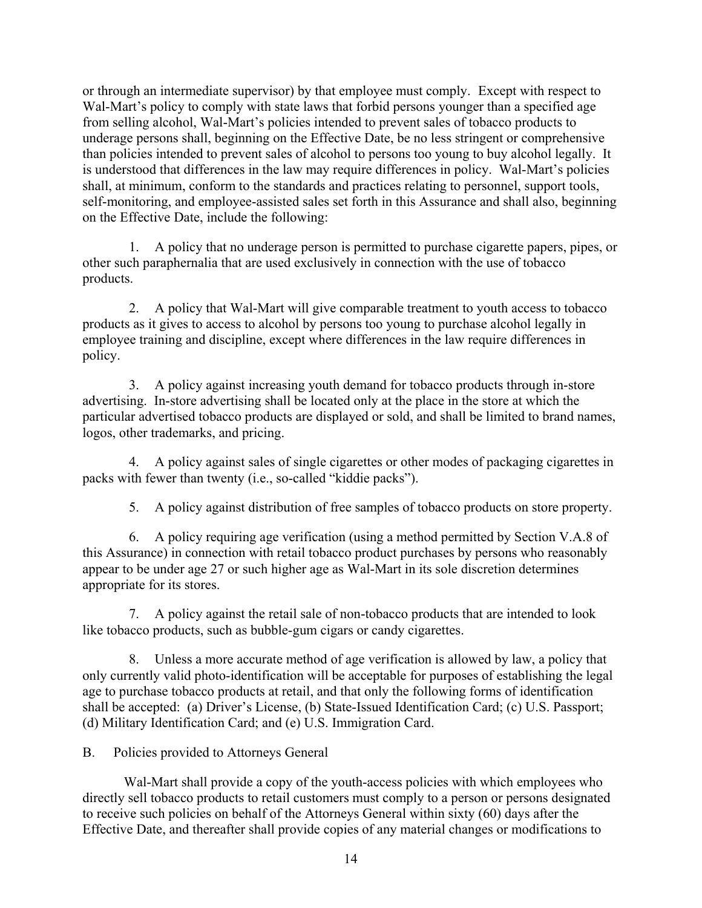or through an intermediate supervisor) by that employee must comply. Except with respect to Wal-Mart's policy to comply with state laws that forbid persons younger than a specified age from selling alcohol, Wal-Mart's policies intended to prevent sales of tobacco products to underage persons shall, beginning on the Effective Date, be no less stringent or comprehensive than policies intended to prevent sales of alcohol to persons too young to buy alcohol legally. It is understood that differences in the law may require differences in policy. Wal-Mart's policies shall, at minimum, conform to the standards and practices relating to personnel, support tools, self-monitoring, and employee-assisted sales set forth in this Assurance and shall also, beginning on the Effective Date, include the following:

1. A policy that no underage person is permitted to purchase cigarette papers, pipes, or other such paraphernalia that are used exclusively in connection with the use of tobacco products.

2. A policy that Wal-Mart will give comparable treatment to youth access to tobacco products as it gives to access to alcohol by persons too young to purchase alcohol legally in employee training and discipline, except where differences in the law require differences in policy.

3. A policy against increasing youth demand for tobacco products through in-store advertising. In-store advertising shall be located only at the place in the store at which the particular advertised tobacco products are displayed or sold, and shall be limited to brand names, logos, other trademarks, and pricing.

4. A policy against sales of single cigarettes or other modes of packaging cigarettes in packs with fewer than twenty (i.e., so-called "kiddie packs").

5. A policy against distribution of free samples of tobacco products on store property.

6. A policy requiring age verification (using a method permitted by Section V.A.8 of this Assurance) in connection with retail tobacco product purchases by persons who reasonably appear to be under age 27 or such higher age as Wal-Mart in its sole discretion determines appropriate for its stores.

7. A policy against the retail sale of non-tobacco products that are intended to look like tobacco products, such as bubble-gum cigars or candy cigarettes.

8. Unless a more accurate method of age verification is allowed by law, a policy that only currently valid photo-identification will be acceptable for purposes of establishing the legal age to purchase tobacco products at retail, and that only the following forms of identification shall be accepted: (a) Driver's License, (b) State-Issued Identification Card; (c) U.S. Passport; (d) Military Identification Card; and (e) U.S. Immigration Card.

B. Policies provided to Attorneys General

Wal-Mart shall provide a copy of the youth-access policies with which employees who directly sell tobacco products to retail customers must comply to a person or persons designated to receive such policies on behalf of the Attorneys General within sixty (60) days after the Effective Date, and thereafter shall provide copies of any material changes or modifications to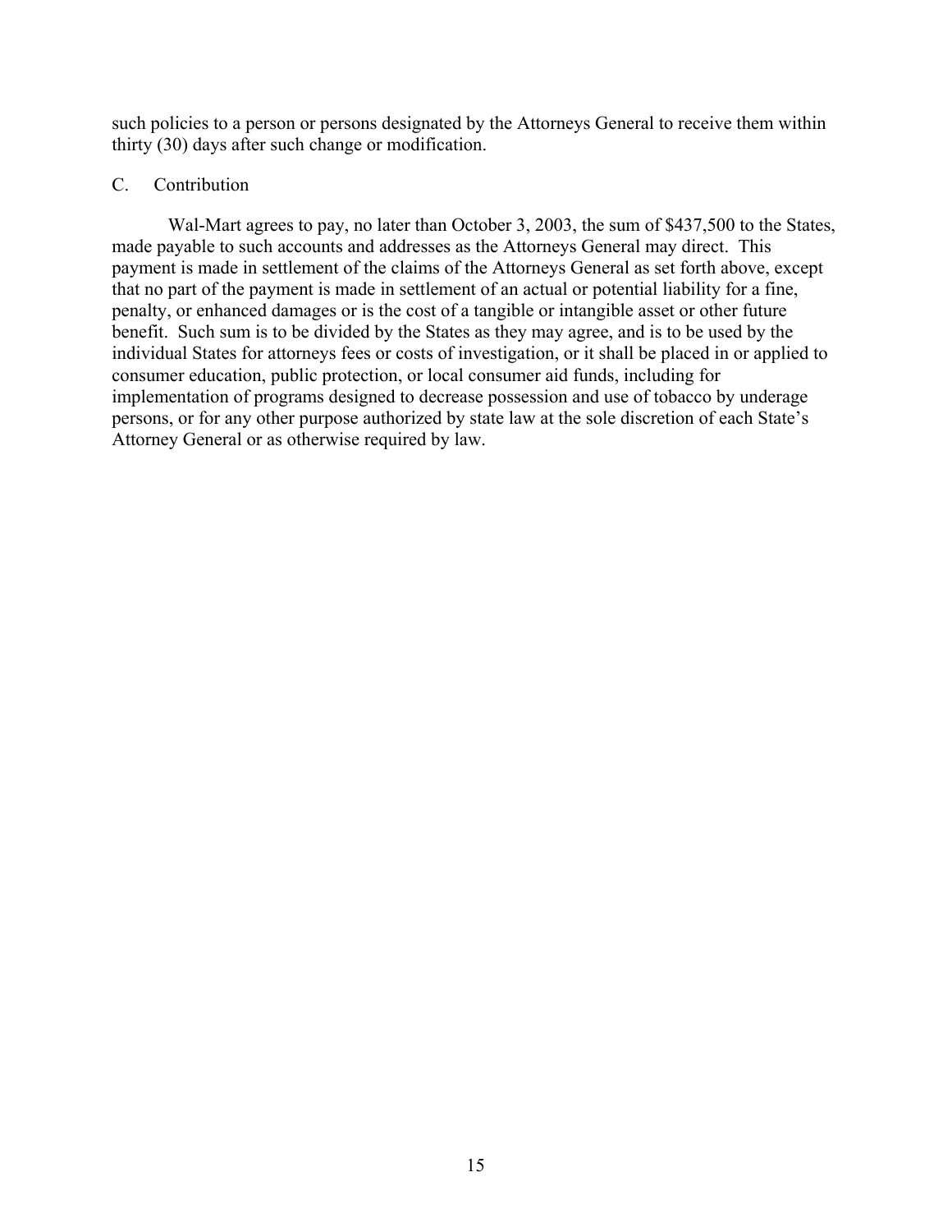such policies to a person or persons designated by the Attorneys General to receive them within thirty (30) days after such change or modification.

C. Contribution

Wal-Mart agrees to pay, no later than October 3, 2003, the sum of $437,500 to the States, made payable to such accounts and addresses as the Attorneys General may direct. This payment is made in settlement of the claims of the Attorneys General as set forth above, except that no part of the payment is made in settlement of an actual or potential liability for a fine, penalty, or enhanced damages or is the cost of a tangible or intangible asset or other future benefit. Such sum is to be divided by the States as they may agree, and is to be used by the individual States for attorneys fees or costs of investigation, or it shall be placed in or applied to consumer education, public protection, or local consumer aid funds, including for implementation of programs designed to decrease possession and use of tobacco by underage persons, or for any other purpose authorized by state law at the sole discretion of each State's Attorney General or as otherwise required by law.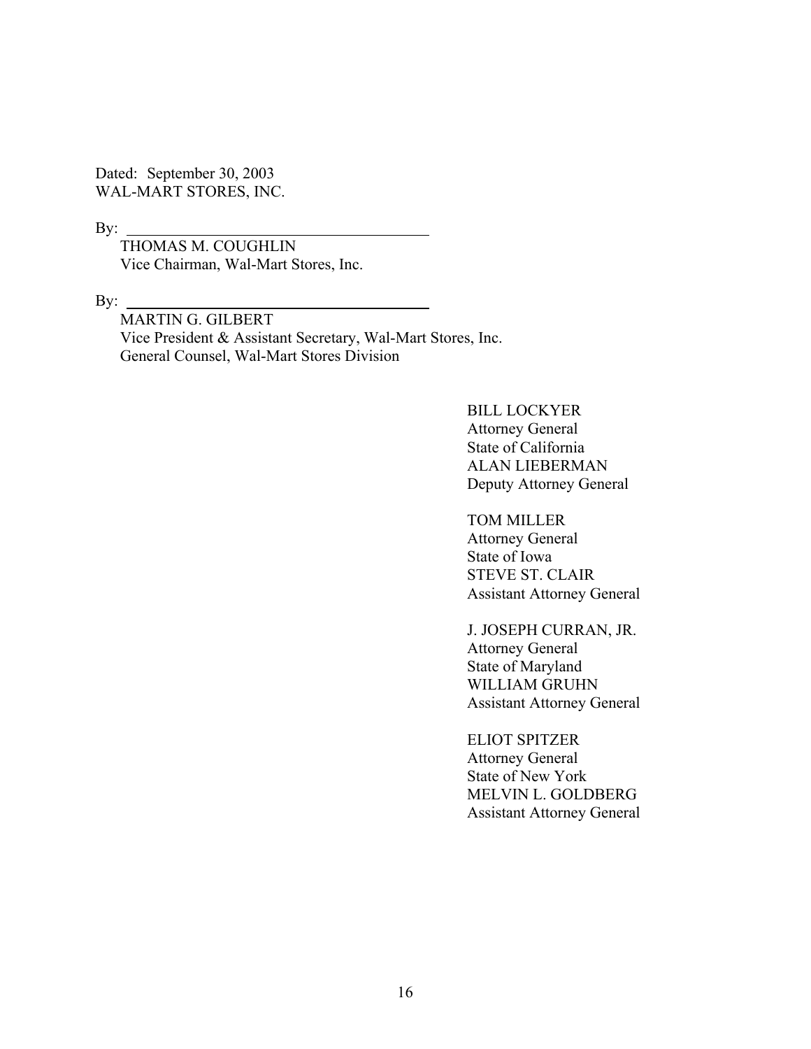Dated: September 30, 2003
WAL-MART STORES, INC.

By: ______________________________

THOMAS M. COUGHLIN
Vice Chairman, Wal-Mart Stores, Inc.

By: ______________________________

MARTIN G. GILBERT
Vice President & Assistant Secretary, Wal-Mart Stores, Inc.
General Counsel, Wal-Mart Stores Division

BILL LOCKYER
Attorney General
State of California
ALAN LIEBERMAN
Deputy Attorney General

TOM MILLER
Attorney General
State of Iowa
STEVE ST. CLAIR
Assistant Attorney General

J. JOSEPH CURRAN, JR.
Attorney General
State of Maryland
WILLIAM GRUHN
Assistant Attorney General

ELIOT SPITZER
Attorney General
State of New York
MELVIN L. GOLDBERG
Assistant Attorney General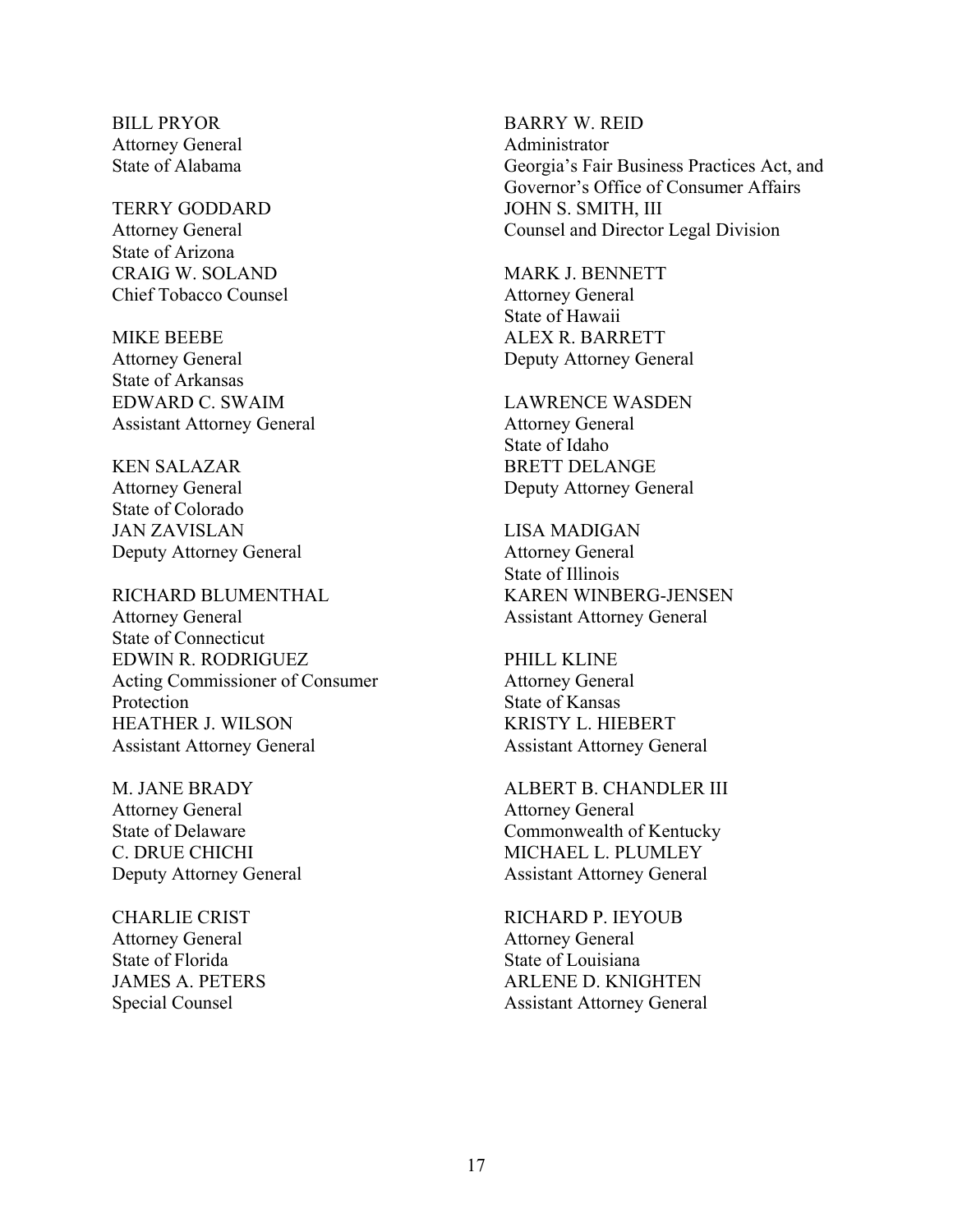BILL PRYOR
Attorney General
State of Alabama

TERRY GODDARD
Attorney General
State of Arizona
CRAIG W. SOLAND
Chief Tobacco Counsel

MIKE BEEBE
Attorney General
State of Arkansas
EDWARD C. SWAIM
Assistant Attorney General

KEN SALAZAR
Attorney General
State of Colorado
JAN ZAVISLAN
Deputy Attorney General

RICHARD BLUMENTHAL
Attorney General
State of Connecticut
EDWIN R. RODRIGUEZ
Acting Commissioner of Consumer Protection
HEATHER J. WILSON
Assistant Attorney General

M. JANE BRADY
Attorney General
State of Delaware
C. DRUE CHICHI
Deputy Attorney General

CHARLIE CRIST
Attorney General
State of Florida
JAMES A. PETERS
Special Counsel

BARRY W. REID
Administrator
Georgia's Fair Business Practices Act, and Governor's Office of Consumer Affairs
JOHN S. SMITH, III
Counsel and Director Legal Division

MARK J. BENNETT
Attorney General
State of Hawaii
ALEX R. BARRETT
Deputy Attorney General

LAWRENCE WASDEN
Attorney General
State of Idaho
BRETT DELANGE
Deputy Attorney General

LISA MADIGAN
Attorney General
State of Illinois
KAREN WINBERG-JENSEN
Assistant Attorney General

PHILL KLINE
Attorney General
State of Kansas
KRISTY L. HIEBERT
Assistant Attorney General

ALBERT B. CHANDLER III
Attorney General
Commonwealth of Kentucky
MICHAEL L. PLUMLEY
Assistant Attorney General

RICHARD P. IEYOUB
Attorney General
State of Louisiana
ARLENE D. KNIGHTEN
Assistant Attorney General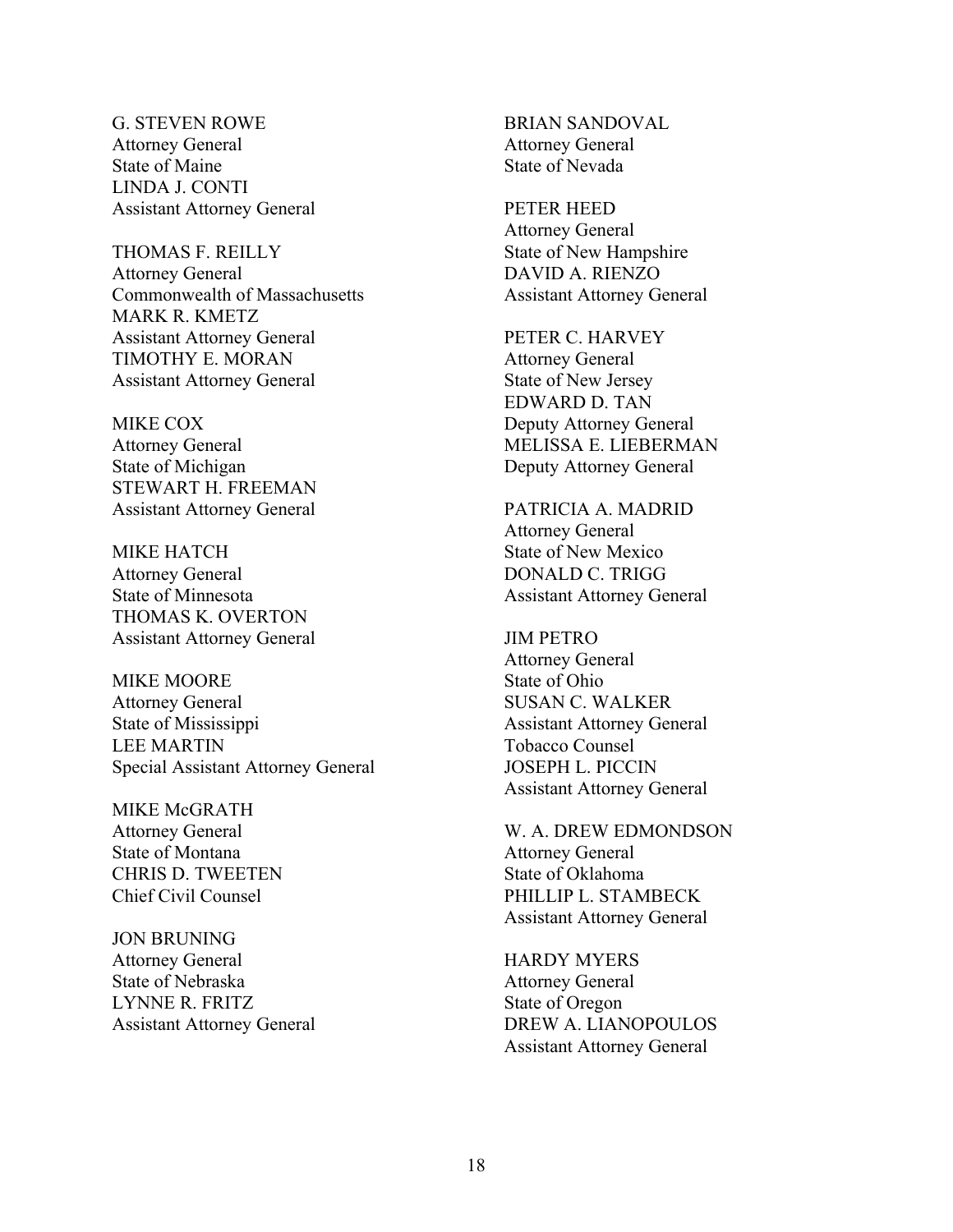G. STEVEN ROWE
Attorney General
State of Maine
LINDA J. CONTI
Assistant Attorney General

THOMAS F. REILLY
Attorney General
Commonwealth of Massachusetts
MARK R. KMETZ
Assistant Attorney General
TIMOTHY E. MORAN
Assistant Attorney General

MIKE COX
Attorney General
State of Michigan
STEWART H. FREEMAN
Assistant Attorney General

MIKE HATCH
Attorney General
State of Minnesota
THOMAS K. OVERTON
Assistant Attorney General

MIKE MOORE
Attorney General
State of Mississippi
LEE MARTIN
Special Assistant Attorney General

MIKE McGRATH
Attorney General
State of Montana
CHRIS D. TWEETEN
Chief Civil Counsel

JON BRUNING
Attorney General
State of Nebraska
LYNNE R. FRITZ
Assistant Attorney General

BRIAN SANDOVAL
Attorney General
State of Nevada

PETER HEED
Attorney General
State of New Hampshire
DAVID A. RIENZO
Assistant Attorney General

PETER C. HARVEY
Attorney General
State of New Jersey
EDWARD D. TAN
Deputy Attorney General
MELISSA E. LIEBERMAN
Deputy Attorney General

PATRICIA A. MADRID
Attorney General
State of New Mexico
DONALD C. TRIGG
Assistant Attorney General

JIM PETRO
Attorney General
State of Ohio
SUSAN C. WALKER
Assistant Attorney General
Tobacco Counsel
JOSEPH L. PICCIN
Assistant Attorney General

W. A. DREW EDMONDSON
Attorney General
State of Oklahoma
PHILLIP L. STAMBECK
Assistant Attorney General

HARDY MYERS
Attorney General
State of Oregon
DREW A. LIANOPOULOS
Assistant Attorney General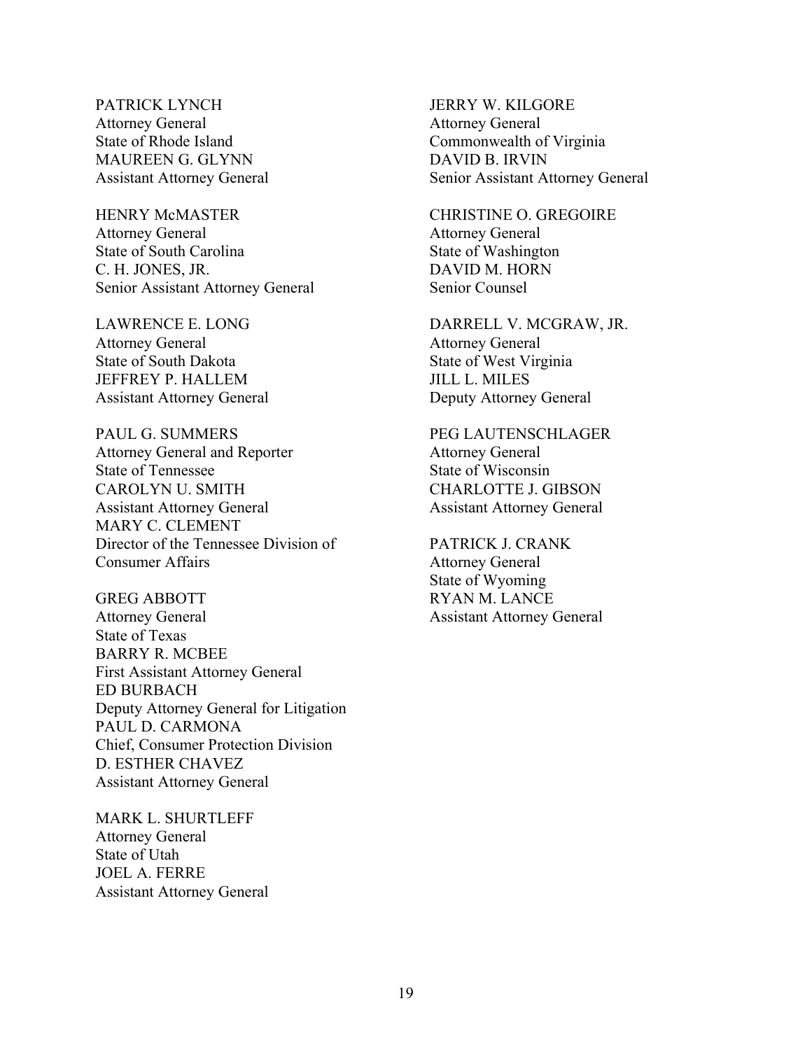PATRICK LYNCH
Attorney General
State of Rhode Island
MAUREEN G. GLYNN
Assistant Attorney General

HENRY McMASTER
Attorney General
State of South Carolina
C. H. JONES, JR.
Senior Assistant Attorney General

LAWRENCE E. LONG
Attorney General
State of South Dakota
JEFFREY P. HALLEM
Assistant Attorney General

PAUL G. SUMMERS
Attorney General and Reporter
State of Tennessee
CAROLYN U. SMITH
Assistant Attorney General
MARY C. CLEMENT
Director of the Tennessee Division of Consumer Affairs

GREG ABBOTT
Attorney General
State of Texas
BARRY R. MCBEE
First Assistant Attorney General
ED BURBACH
Deputy Attorney General for Litigation
PAUL D. CARMONA
Chief, Consumer Protection Division
D. ESTHER CHAVEZ
Assistant Attorney General

MARK L. SHURTLEFF
Attorney General
State of Utah
JOEL A. FERRE
Assistant Attorney General

JERRY W. KILGORE
Attorney General
Commonwealth of Virginia
DAVID B. IRVIN
Senior Assistant Attorney General

CHRISTINE O. GREGOIRE
Attorney General
State of Washington
DAVID M. HORN
Senior Counsel

DARRELL V. MCGRAW, JR.
Attorney General
State of West Virginia
JILL L. MILES
Deputy Attorney General

PEG LAUTENSCHLAGER
Attorney General
State of Wisconsin
CHARLOTTE J. GIBSON
Assistant Attorney General

PATRICK J. CRANK
Attorney General
State of Wyoming
RYAN M. LANCE
Assistant Attorney General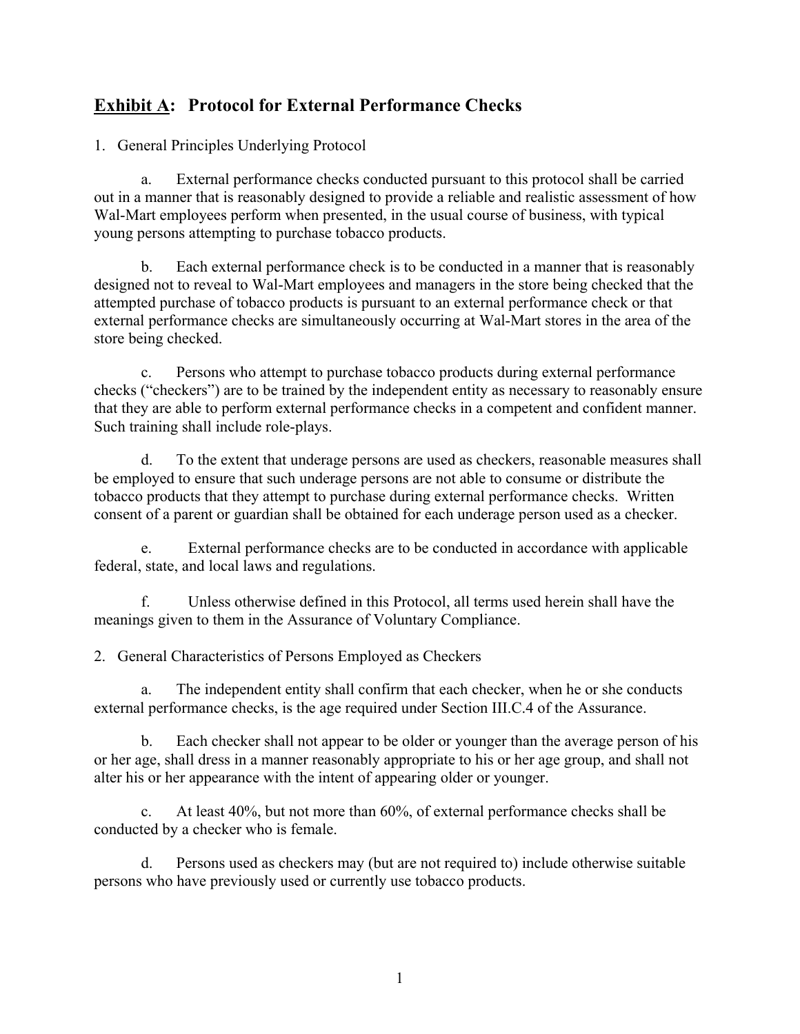## **<u>Exhibit A</u>: Protocol for External Performance Checks**

1. General Principles Underlying Protocol

a. External performance checks conducted pursuant to this protocol shall be carried out in a manner that is reasonably designed to provide a reliable and realistic assessment of how Wal-Mart employees perform when presented, in the usual course of business, with typical young persons attempting to purchase tobacco products.

b. Each external performance check is to be conducted in a manner that is reasonably designed not to reveal to Wal-Mart employees and managers in the store being checked that the attempted purchase of tobacco products is pursuant to an external performance check or that external performance checks are simultaneously occurring at Wal-Mart stores in the area of the store being checked.

c. Persons who attempt to purchase tobacco products during external performance checks ("checkers") are to be trained by the independent entity as necessary to reasonably ensure that they are able to perform external performance checks in a competent and confident manner. Such training shall include role-plays.

d. To the extent that underage persons are used as checkers, reasonable measures shall be employed to ensure that such underage persons are not able to consume or distribute the tobacco products that they attempt to purchase during external performance checks. Written consent of a parent or guardian shall be obtained for each underage person used as a checker.

e. External performance checks are to be conducted in accordance with applicable federal, state, and local laws and regulations.

f. Unless otherwise defined in this Protocol, all terms used herein shall have the meanings given to them in the Assurance of Voluntary Compliance.

2. General Characteristics of Persons Employed as Checkers

a. The independent entity shall confirm that each checker, when he or she conducts external performance checks, is the age required under Section III.C.4 of the Assurance.

b. Each checker shall not appear to be older or younger than the average person of his or her age, shall dress in a manner reasonably appropriate to his or her age group, and shall not alter his or her appearance with the intent of appearing older or younger.

c. At least 40%, but not more than 60%, of external performance checks shall be conducted by a checker who is female.

d. Persons used as checkers may (but are not required to) include otherwise suitable persons who have previously used or currently use tobacco products.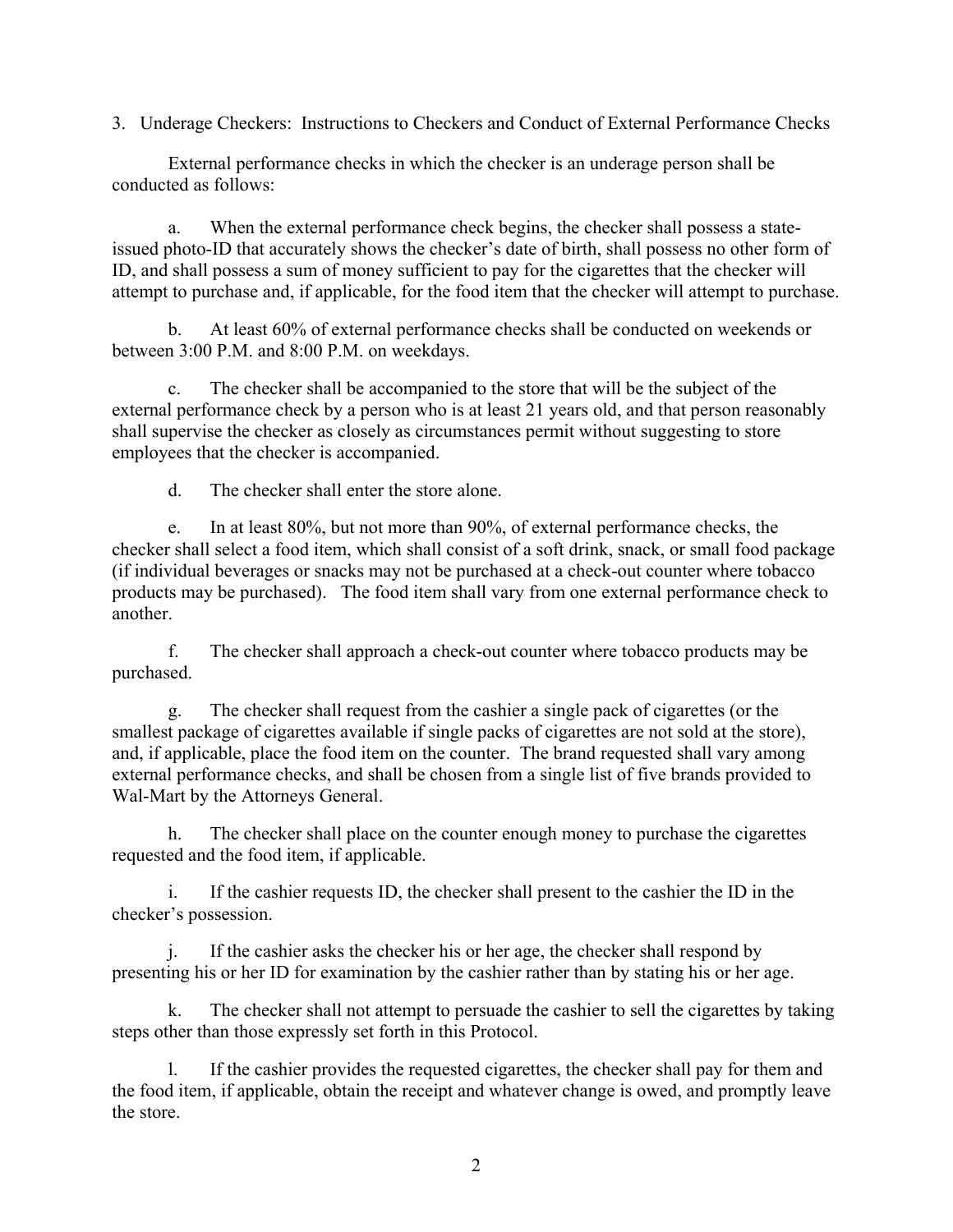3. Underage Checkers: Instructions to Checkers and Conduct of External Performance Checks

External performance checks in which the checker is an underage person shall be conducted as follows:

a. When the external performance check begins, the checker shall possess a state-issued photo-ID that accurately shows the checker's date of birth, shall possess no other form of ID, and shall possess a sum of money sufficient to pay for the cigarettes that the checker will attempt to purchase and, if applicable, for the food item that the checker will attempt to purchase.

b. At least 60% of external performance checks shall be conducted on weekends or between 3:00 P.M. and 8:00 P.M. on weekdays.

c. The checker shall be accompanied to the store that will be the subject of the external performance check by a person who is at least 21 years old, and that person reasonably shall supervise the checker as closely as circumstances permit without suggesting to store employees that the checker is accompanied.

d. The checker shall enter the store alone.

e. In at least 80%, but not more than 90%, of external performance checks, the checker shall select a food item, which shall consist of a soft drink, snack, or small food package (if individual beverages or snacks may not be purchased at a check-out counter where tobacco products may be purchased). The food item shall vary from one external performance check to another.

f. The checker shall approach a check-out counter where tobacco products may be purchased.

g. The checker shall request from the cashier a single pack of cigarettes (or the smallest package of cigarettes available if single packs of cigarettes are not sold at the store), and, if applicable, place the food item on the counter. The brand requested shall vary among external performance checks, and shall be chosen from a single list of five brands provided to Wal-Mart by the Attorneys General.

h. The checker shall place on the counter enough money to purchase the cigarettes requested and the food item, if applicable.

i. If the cashier requests ID, the checker shall present to the cashier the ID in the checker's possession.

j. If the cashier asks the checker his or her age, the checker shall respond by presenting his or her ID for examination by the cashier rather than by stating his or her age.

k. The checker shall not attempt to persuade the cashier to sell the cigarettes by taking steps other than those expressly set forth in this Protocol.

l. If the cashier provides the requested cigarettes, the checker shall pay for them and the food item, if applicable, obtain the receipt and whatever change is owed, and promptly leave the store.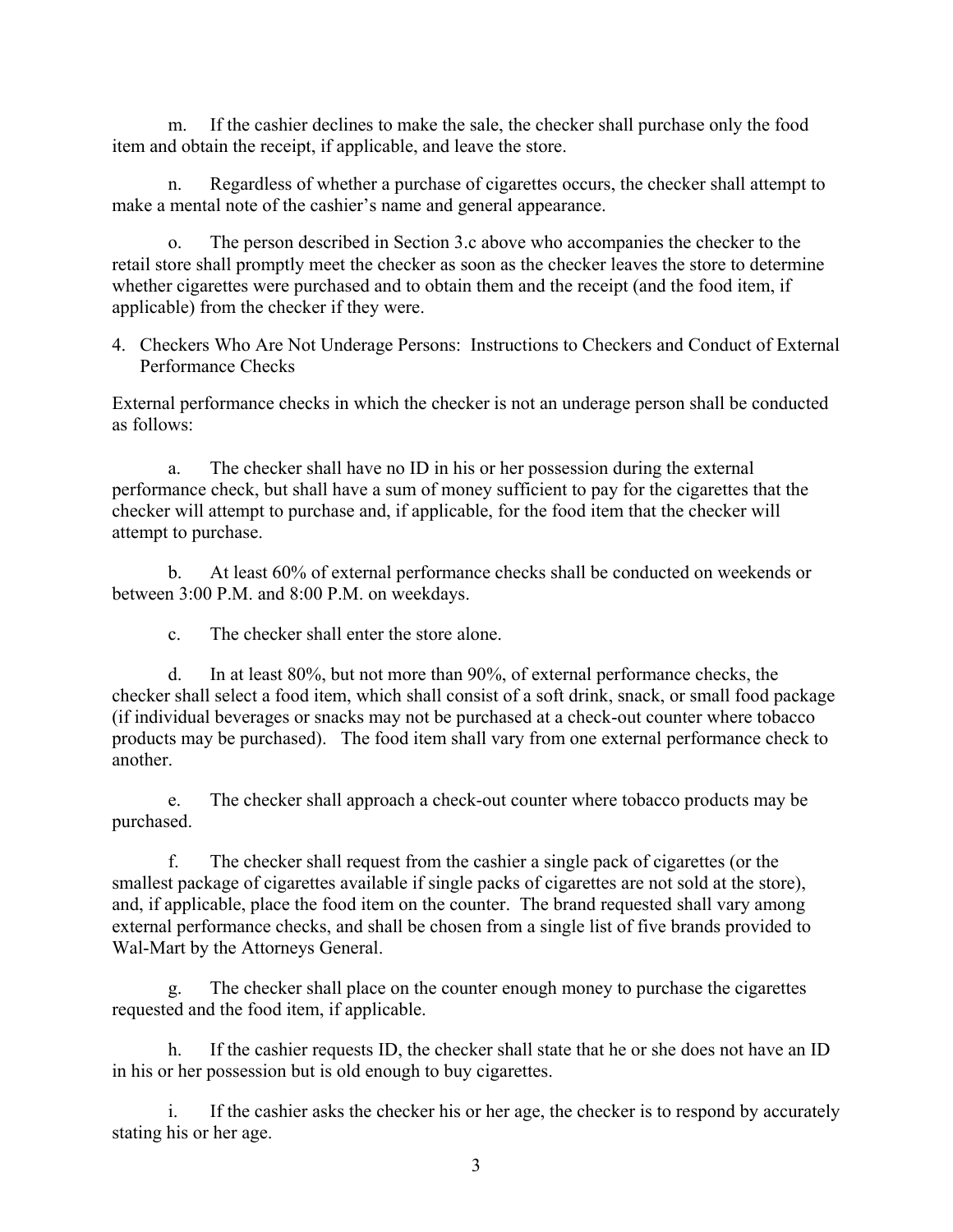m. If the cashier declines to make the sale, the checker shall purchase only the food item and obtain the receipt, if applicable, and leave the store.

n. Regardless of whether a purchase of cigarettes occurs, the checker shall attempt to make a mental note of the cashier's name and general appearance.

o. The person described in Section 3.c above who accompanies the checker to the retail store shall promptly meet the checker as soon as the checker leaves the store to determine whether cigarettes were purchased and to obtain them and the receipt (and the food item, if applicable) from the checker if they were.

4. Checkers Who Are Not Underage Persons: Instructions to Checkers and Conduct of External Performance Checks

External performance checks in which the checker is not an underage person shall be conducted as follows:

a. The checker shall have no ID in his or her possession during the external performance check, but shall have a sum of money sufficient to pay for the cigarettes that the checker will attempt to purchase and, if applicable, for the food item that the checker will attempt to purchase.

b. At least 60% of external performance checks shall be conducted on weekends or between 3:00 P.M. and 8:00 P.M. on weekdays.

c. The checker shall enter the store alone.

d. In at least 80%, but not more than 90%, of external performance checks, the checker shall select a food item, which shall consist of a soft drink, snack, or small food package (if individual beverages or snacks may not be purchased at a check-out counter where tobacco products may be purchased). The food item shall vary from one external performance check to another.

e. The checker shall approach a check-out counter where tobacco products may be purchased.

f. The checker shall request from the cashier a single pack of cigarettes (or the smallest package of cigarettes available if single packs of cigarettes are not sold at the store), and, if applicable, place the food item on the counter. The brand requested shall vary among external performance checks, and shall be chosen from a single list of five brands provided to Wal-Mart by the Attorneys General.

g. The checker shall place on the counter enough money to purchase the cigarettes requested and the food item, if applicable.

h. If the cashier requests ID, the checker shall state that he or she does not have an ID in his or her possession but is old enough to buy cigarettes.

i. If the cashier asks the checker his or her age, the checker is to respond by accurately stating his or her age.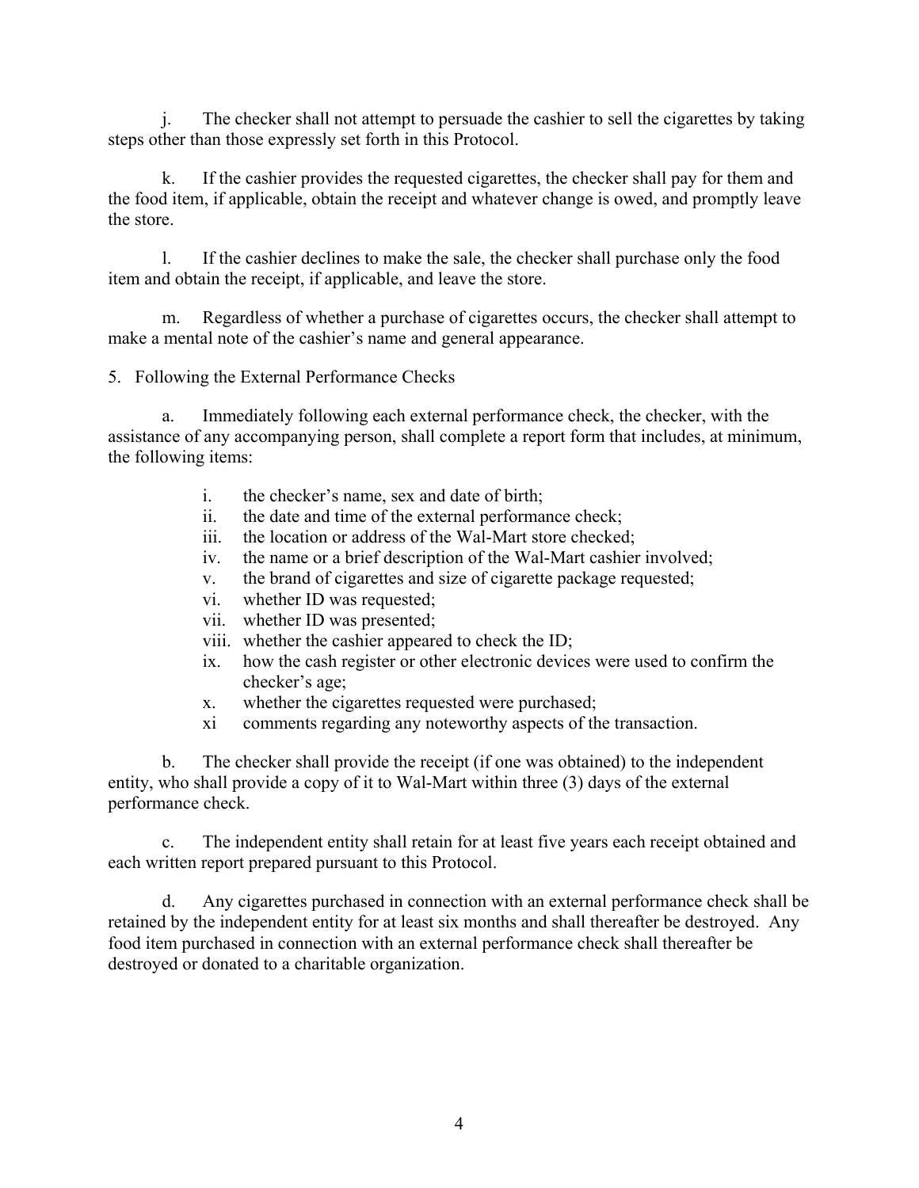j. The checker shall not attempt to persuade the cashier to sell the cigarettes by taking steps other than those expressly set forth in this Protocol.

k. If the cashier provides the requested cigarettes, the checker shall pay for them and the food item, if applicable, obtain the receipt and whatever change is owed, and promptly leave the store.

l. If the cashier declines to make the sale, the checker shall purchase only the food item and obtain the receipt, if applicable, and leave the store.

m. Regardless of whether a purchase of cigarettes occurs, the checker shall attempt to make a mental note of the cashier's name and general appearance.

5. Following the External Performance Checks

a. Immediately following each external performance check, the checker, with the assistance of any accompanying person, shall complete a report form that includes, at minimum, the following items:

- i. the checker's name, sex and date of birth;
- ii. the date and time of the external performance check;
- iii. the location or address of the Wal-Mart store checked;
- iv. the name or a brief description of the Wal-Mart cashier involved;
- v. the brand of cigarettes and size of cigarette package requested;
- vi. whether ID was requested;
- vii. whether ID was presented;
- viii. whether the cashier appeared to check the ID;
- ix. how the cash register or other electronic devices were used to confirm the checker's age;
- x. whether the cigarettes requested were purchased;
- xi comments regarding any noteworthy aspects of the transaction.

b. The checker shall provide the receipt (if one was obtained) to the independent entity, who shall provide a copy of it to Wal-Mart within three (3) days of the external performance check.

c. The independent entity shall retain for at least five years each receipt obtained and each written report prepared pursuant to this Protocol.

d. Any cigarettes purchased in connection with an external performance check shall be retained by the independent entity for at least six months and shall thereafter be destroyed. Any food item purchased in connection with an external performance check shall thereafter be destroyed or donated to a charitable organization.